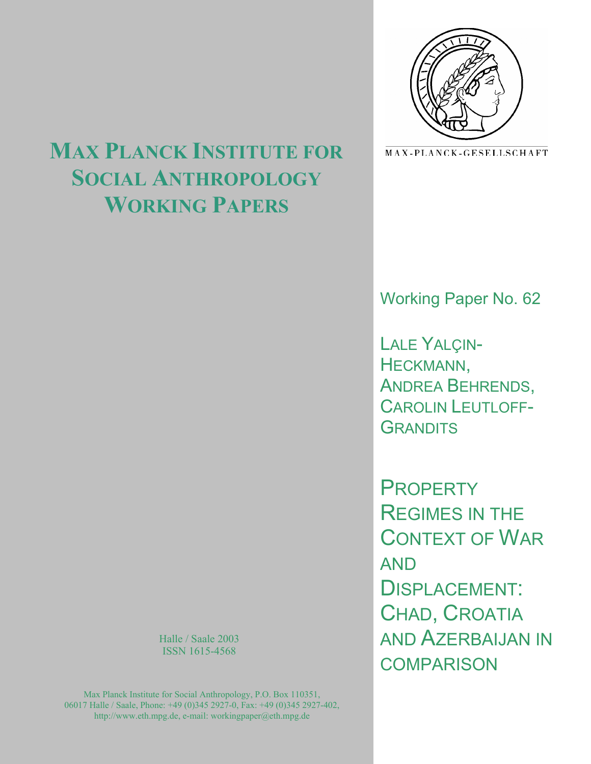# MAX PLANCK INSTITUTE FOR SOCIAL ANTHROPOLOGY WORKING PAPERS

MAX-PLANCK-GESELLSCHAFT

Working Paper No. 62

LALE YALÇIN-HECKMANN, ANDREA BEHRENDS, CAROLIN LEUTLOFF-GRANDITS

# PROPERTY REGIMES IN THE CONTEXT OF WAR AND DISPLACEMENT: CHAD, CROATIA AND AZERBAIJAN IN COMPARISON

Halle / Saale 2003
ISSN 1615-4568

Max Planck Institute for Social Anthropology, P.O. Box 110351, 06017 Halle / Saale, Phone: +49 (0)345 2927-0, Fax: +49 (0)345 2927-402, http://www.eth.mpg.de, e-mail: workingpaper@eth.mpg.de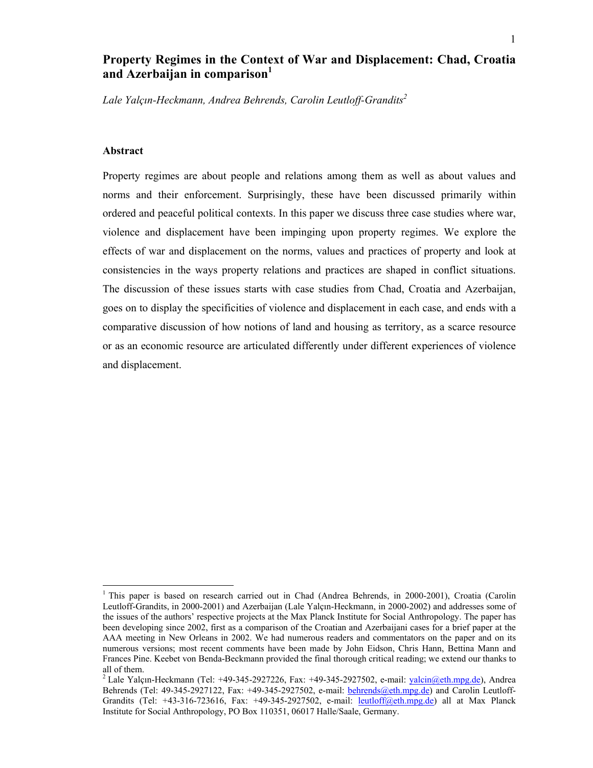# Property Regimes in the Context of War and Displacement: Chad, Croatia and Azerbaijan in comparison[1]

*Lale Yalçın-Heckmann, Andrea Behrends, Carolin Leutloff-Grandits[2]*

## Abstract

Property regimes are about people and relations among them as well as about values and norms and their enforcement. Surprisingly, these have been discussed primarily within ordered and peaceful political contexts. In this paper we discuss three case studies where war, violence and displacement have been impinging upon property regimes. We explore the effects of war and displacement on the norms, values and practices of property and look at consistencies in the ways property relations and practices are shaped in conflict situations. The discussion of these issues starts with case studies from Chad, Croatia and Azerbaijan, goes on to display the specificities of violence and displacement in each case, and ends with a comparative discussion of how notions of land and housing as territory, as a scarce resource or as an economic resource are articulated differently under different experiences of violence and displacement.

---

[1] This paper is based on research carried out in Chad (Andrea Behrends, in 2000-2001), Croatia (Carolin Leutloff-Grandits, in 2000-2001) and Azerbaijan (Lale Yalçın-Heckmann, in 2000-2002) and addresses some of the issues of the authors' respective projects at the Max Planck Institute for Social Anthropology. The paper has been developing since 2002, first as a comparison of the Croatian and Azerbaijani cases for a brief paper at the AAA meeting in New Orleans in 2002. We had numerous readers and commentators on the paper and on its numerous versions; most recent comments have been made by John Eidson, Chris Hann, Bettina Mann and Frances Pine. Keebet von Benda-Beckmann provided the final thorough critical reading; we extend our thanks to all of them.

[2] Lale Yalçın-Heckmann (Tel: +49-345-2927226, Fax: +49-345-2927502, e-mail: yalcin@eth.mpg.de), Andrea Behrends (Tel: 49-345-2927122, Fax: +49-345-2927502, e-mail: behrends@eth.mpg.de) and Carolin Leutloff-Grandits (Tel: +43-316-723616, Fax: +49-345-2927502, e-mail: leutloff@eth.mpg.de) all at Max Planck Institute for Social Anthropology, PO Box 110351, 06017 Halle/Saale, Germany.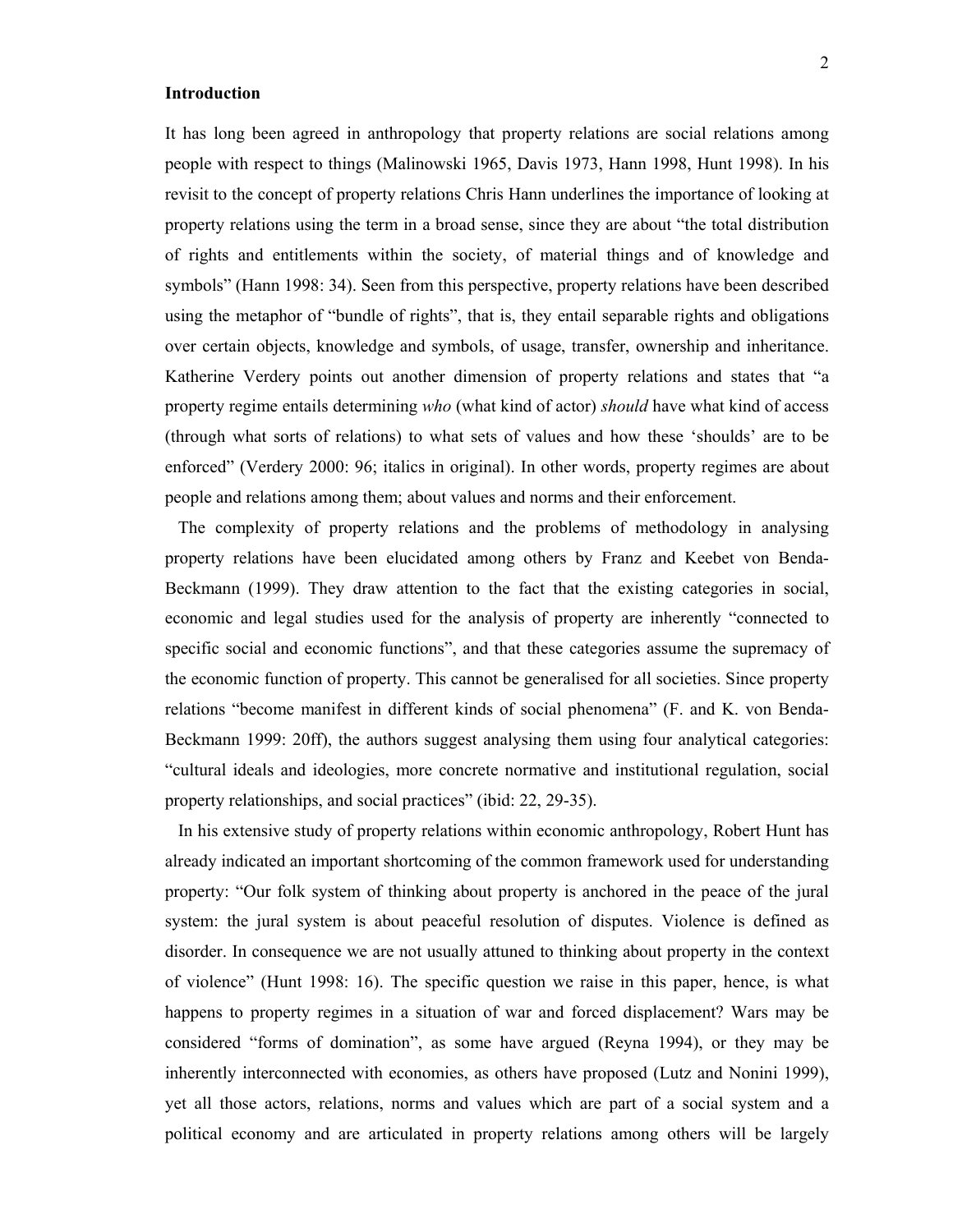**Introduction**

It has long been agreed in anthropology that property relations are social relations among people with respect to things (Malinowski 1965, Davis 1973, Hann 1998, Hunt 1998). In his revisit to the concept of property relations Chris Hann underlines the importance of looking at property relations using the term in a broad sense, since they are about "the total distribution of rights and entitlements within the society, of material things and of knowledge and symbols" (Hann 1998: 34). Seen from this perspective, property relations have been described using the metaphor of "bundle of rights", that is, they entail separable rights and obligations over certain objects, knowledge and symbols, of usage, transfer, ownership and inheritance. Katherine Verdery points out another dimension of property relations and states that "a property regime entails determining *who* (what kind of actor) *should* have what kind of access (through what sorts of relations) to what sets of values and how these 'shoulds' are to be enforced" (Verdery 2000: 96; italics in original). In other words, property regimes are about people and relations among them; about values and norms and their enforcement.

The complexity of property relations and the problems of methodology in analysing property relations have been elucidated among others by Franz and Keebet von Benda-Beckmann (1999). They draw attention to the fact that the existing categories in social, economic and legal studies used for the analysis of property are inherently "connected to specific social and economic functions", and that these categories assume the supremacy of the economic function of property. This cannot be generalised for all societies. Since property relations "become manifest in different kinds of social phenomena" (F. and K. von Benda-Beckmann 1999: 20ff), the authors suggest analysing them using four analytical categories: "cultural ideals and ideologies, more concrete normative and institutional regulation, social property relationships, and social practices" (ibid: 22, 29-35).

In his extensive study of property relations within economic anthropology, Robert Hunt has already indicated an important shortcoming of the common framework used for understanding property: "Our folk system of thinking about property is anchored in the peace of the jural system: the jural system is about peaceful resolution of disputes. Violence is defined as disorder. In consequence we are not usually attuned to thinking about property in the context of violence" (Hunt 1998: 16). The specific question we raise in this paper, hence, is what happens to property regimes in a situation of war and forced displacement? Wars may be considered "forms of domination", as some have argued (Reyna 1994), or they may be inherently interconnected with economies, as others have proposed (Lutz and Nonini 1999), yet all those actors, relations, norms and values which are part of a social system and a political economy and are articulated in property relations among others will be largely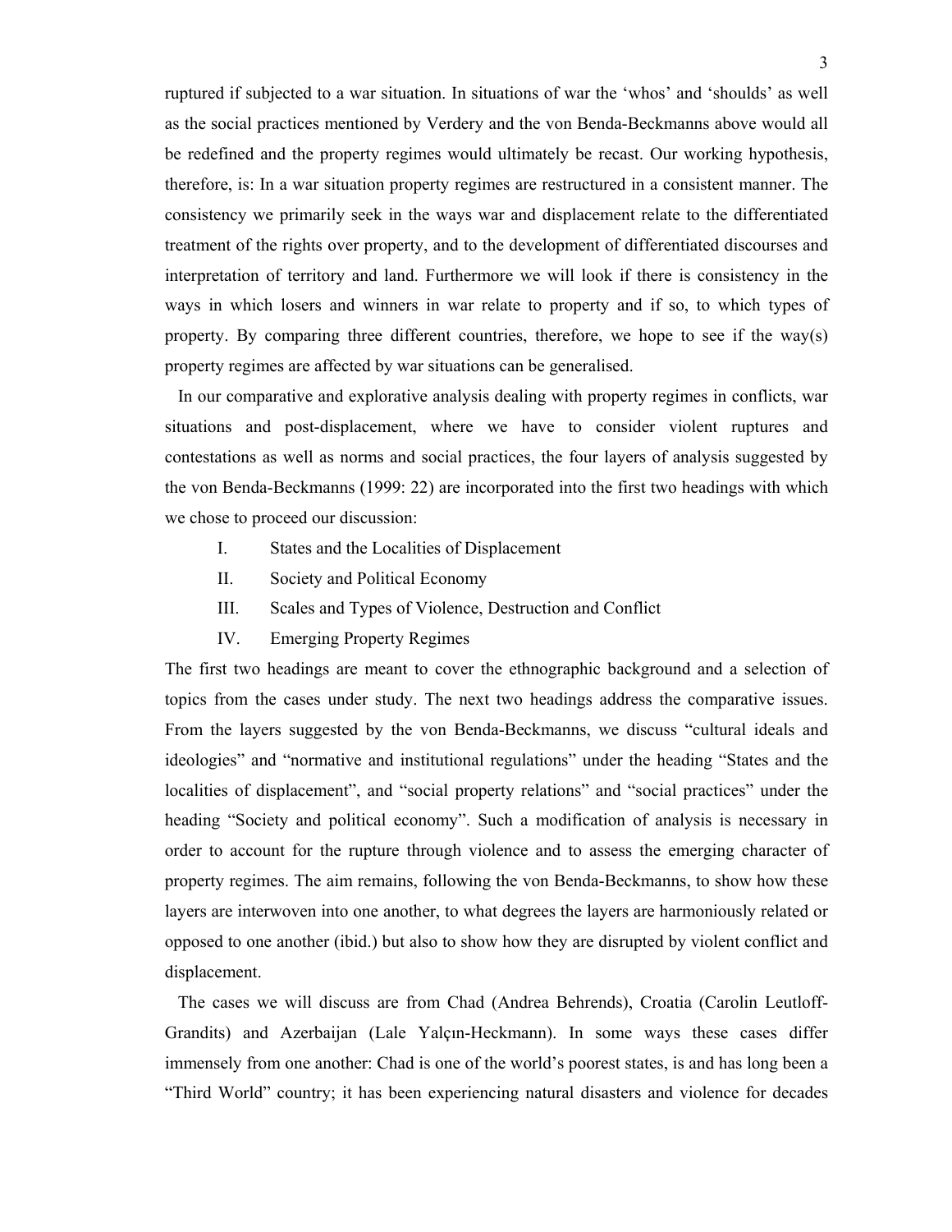ruptured if subjected to a war situation. In situations of war the 'whos' and 'shoulds' as well as the social practices mentioned by Verdery and the von Benda-Beckmanns above would all be redefined and the property regimes would ultimately be recast. Our working hypothesis, therefore, is: In a war situation property regimes are restructured in a consistent manner. The consistency we primarily seek in the ways war and displacement relate to the differentiated treatment of the rights over property, and to the development of differentiated discourses and interpretation of territory and land. Furthermore we will look if there is consistency in the ways in which losers and winners in war relate to property and if so, to which types of property. By comparing three different countries, therefore, we hope to see if the way(s) property regimes are affected by war situations can be generalised.

In our comparative and explorative analysis dealing with property regimes in conflicts, war situations and post-displacement, where we have to consider violent ruptures and contestations as well as norms and social practices, the four layers of analysis suggested by the von Benda-Beckmanns (1999: 22) are incorporated into the first two headings with which we chose to proceed our discussion:

I. States and the Localities of Displacement

II. Society and Political Economy

III. Scales and Types of Violence, Destruction and Conflict

IV. Emerging Property Regimes

The first two headings are meant to cover the ethnographic background and a selection of topics from the cases under study. The next two headings address the comparative issues. From the layers suggested by the von Benda-Beckmanns, we discuss "cultural ideals and ideologies" and "normative and institutional regulations" under the heading "States and the localities of displacement", and "social property relations" and "social practices" under the heading "Society and political economy". Such a modification of analysis is necessary in order to account for the rupture through violence and to assess the emerging character of property regimes. The aim remains, following the von Benda-Beckmanns, to show how these layers are interwoven into one another, to what degrees the layers are harmoniously related or opposed to one another (ibid.) but also to show how they are disrupted by violent conflict and displacement.

The cases we will discuss are from Chad (Andrea Behrends), Croatia (Carolin Leutloff-Grandits) and Azerbaijan (Lale Yalçın-Heckmann). In some ways these cases differ immensely from one another: Chad is one of the world's poorest states, is and has long been a "Third World" country; it has been experiencing natural disasters and violence for decades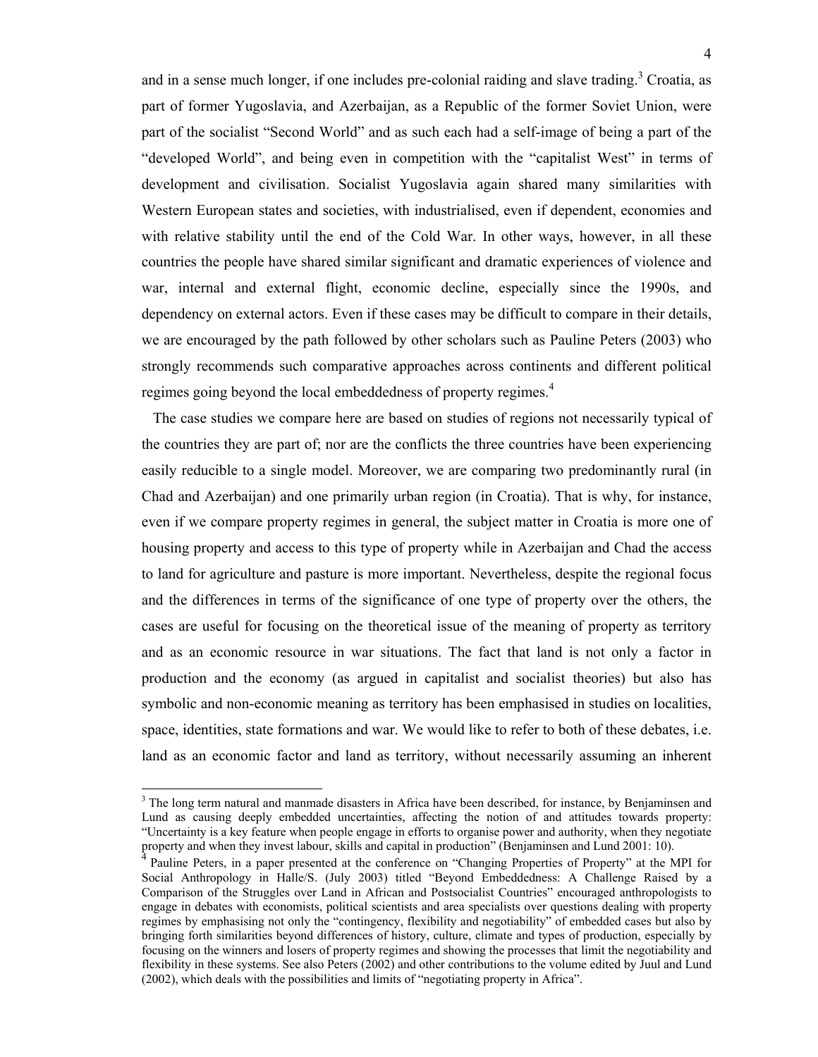and in a sense much longer, if one includes pre-colonial raiding and slave trading.[3] Croatia, as part of former Yugoslavia, and Azerbaijan, as a Republic of the former Soviet Union, were part of the socialist "Second World" and as such each had a self-image of being a part of the "developed World", and being even in competition with the "capitalist West" in terms of development and civilisation. Socialist Yugoslavia again shared many similarities with Western European states and societies, with industrialised, even if dependent, economies and with relative stability until the end of the Cold War. In other ways, however, in all these countries the people have shared similar significant and dramatic experiences of violence and war, internal and external flight, economic decline, especially since the 1990s, and dependency on external actors. Even if these cases may be difficult to compare in their details, we are encouraged by the path followed by other scholars such as Pauline Peters (2003) who strongly recommends such comparative approaches across continents and different political regimes going beyond the local embeddedness of property regimes.[4]

The case studies we compare here are based on studies of regions not necessarily typical of the countries they are part of; nor are the conflicts the three countries have been experiencing easily reducible to a single model. Moreover, we are comparing two predominantly rural (in Chad and Azerbaijan) and one primarily urban region (in Croatia). That is why, for instance, even if we compare property regimes in general, the subject matter in Croatia is more one of housing property and access to this type of property while in Azerbaijan and Chad the access to land for agriculture and pasture is more important. Nevertheless, despite the regional focus and the differences in terms of the significance of one type of property over the others, the cases are useful for focusing on the theoretical issue of the meaning of property as territory and as an economic resource in war situations. The fact that land is not only a factor in production and the economy (as argued in capitalist and socialist theories) but also has symbolic and non-economic meaning as territory has been emphasised in studies on localities, space, identities, state formations and war. We would like to refer to both of these debates, i.e. land as an economic factor and land as territory, without necessarily assuming an inherent

---

[3] The long term natural and manmade disasters in Africa have been described, for instance, by Benjaminsen and Lund as causing deeply embedded uncertainties, affecting the notion of and attitudes towards property: "Uncertainty is a key feature when people engage in efforts to organise power and authority, when they negotiate property and when they invest labour, skills and capital in production" (Benjaminsen and Lund 2001: 10).

[4] Pauline Peters, in a paper presented at the conference on "Changing Properties of Property" at the MPI for Social Anthropology in Halle/S. (July 2003) titled "Beyond Embeddedness: A Challenge Raised by a Comparison of the Struggles over Land in African and Postsocialist Countries" encouraged anthropologists to engage in debates with economists, political scientists and area specialists over questions dealing with property regimes by emphasising not only the "contingency, flexibility and negotiability" of embedded cases but also by bringing forth similarities beyond differences of history, culture, climate and types of production, especially by focusing on the winners and losers of property regimes and showing the processes that limit the negotiability and flexibility in these systems. See also Peters (2002) and other contributions to the volume edited by Juul and Lund (2002), which deals with the possibilities and limits of "negotiating property in Africa".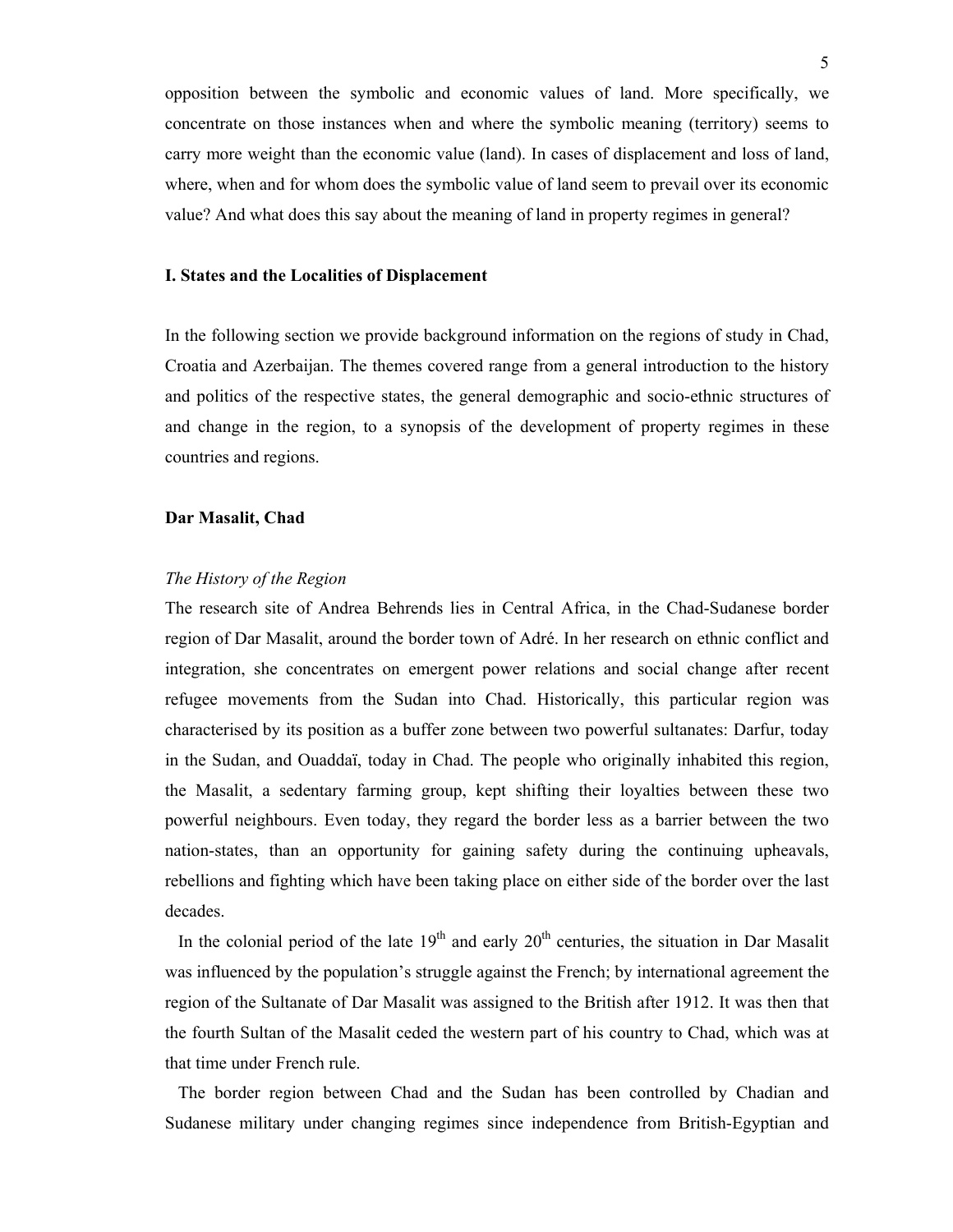opposition between the symbolic and economic values of land. More specifically, we concentrate on those instances when and where the symbolic meaning (territory) seems to carry more weight than the economic value (land). In cases of displacement and loss of land, where, when and for whom does the symbolic value of land seem to prevail over its economic value? And what does this say about the meaning of land in property regimes in general?

## I. States and the Localities of Displacement

In the following section we provide background information on the regions of study in Chad, Croatia and Azerbaijan. The themes covered range from a general introduction to the history and politics of the respective states, the general demographic and socio-ethnic structures of and change in the region, to a synopsis of the development of property regimes in these countries and regions.

### Dar Masalit, Chad

#### *The History of the Region*

The research site of Andrea Behrends lies in Central Africa, in the Chad-Sudanese border region of Dar Masalit, around the border town of Adré. In her research on ethnic conflict and integration, she concentrates on emergent power relations and social change after recent refugee movements from the Sudan into Chad. Historically, this particular region was characterised by its position as a buffer zone between two powerful sultanates: Darfur, today in the Sudan, and Ouaddaï, today in Chad. The people who originally inhabited this region, the Masalit, a sedentary farming group, kept shifting their loyalties between these two powerful neighbours. Even today, they regard the border less as a barrier between the two nation-states, than an opportunity for gaining safety during the continuing upheavals, rebellions and fighting which have been taking place on either side of the border over the last decades.

In the colonial period of the late 19th and early 20th centuries, the situation in Dar Masalit was influenced by the population's struggle against the French; by international agreement the region of the Sultanate of Dar Masalit was assigned to the British after 1912. It was then that the fourth Sultan of the Masalit ceded the western part of his country to Chad, which was at that time under French rule.

The border region between Chad and the Sudan has been controlled by Chadian and Sudanese military under changing regimes since independence from British-Egyptian and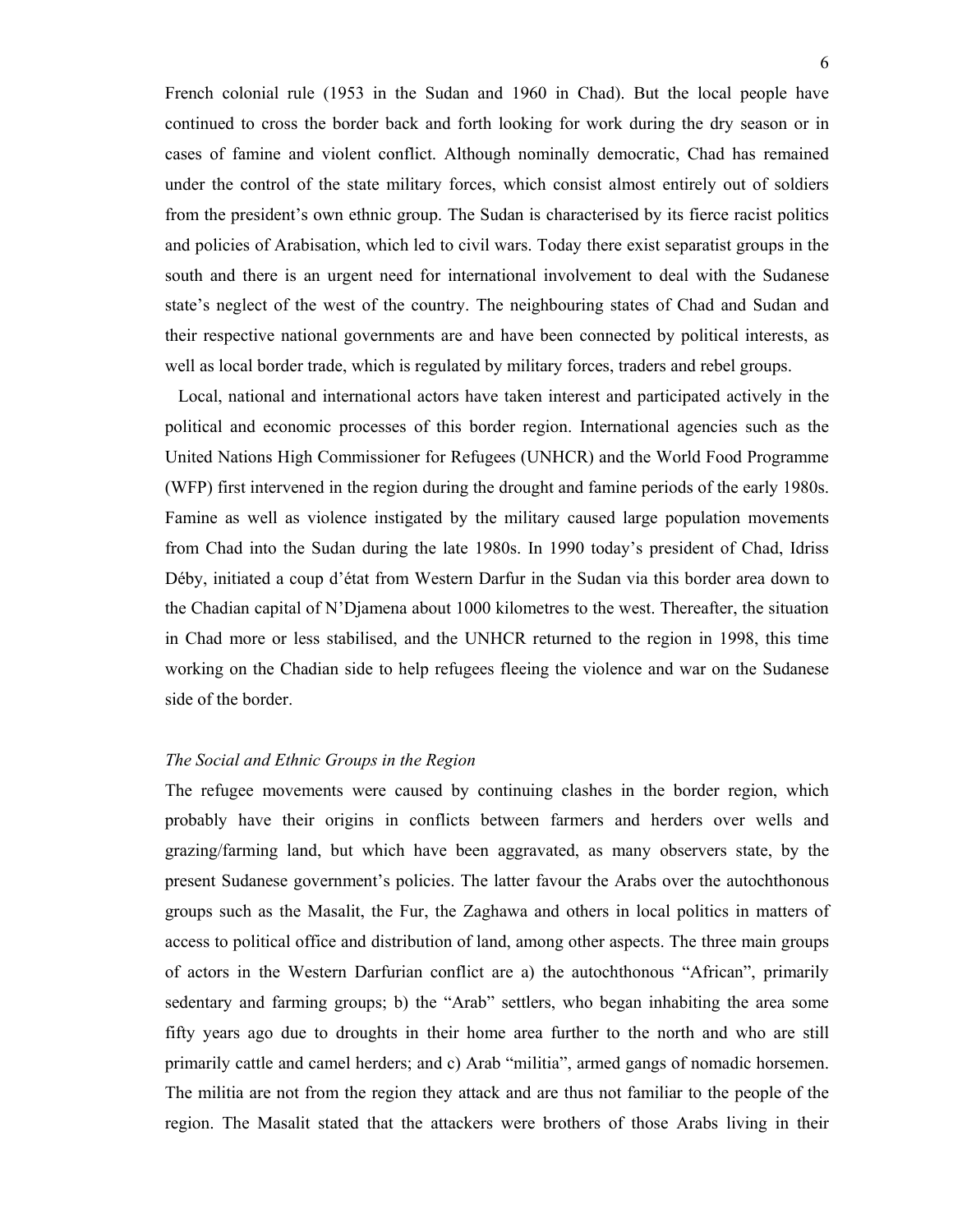French colonial rule (1953 in the Sudan and 1960 in Chad). But the local people have continued to cross the border back and forth looking for work during the dry season or in cases of famine and violent conflict. Although nominally democratic, Chad has remained under the control of the state military forces, which consist almost entirely out of soldiers from the president's own ethnic group. The Sudan is characterised by its fierce racist politics and policies of Arabisation, which led to civil wars. Today there exist separatist groups in the south and there is an urgent need for international involvement to deal with the Sudanese state's neglect of the west of the country. The neighbouring states of Chad and Sudan and their respective national governments are and have been connected by political interests, as well as local border trade, which is regulated by military forces, traders and rebel groups.

Local, national and international actors have taken interest and participated actively in the political and economic processes of this border region. International agencies such as the United Nations High Commissioner for Refugees (UNHCR) and the World Food Programme (WFP) first intervened in the region during the drought and famine periods of the early 1980s. Famine as well as violence instigated by the military caused large population movements from Chad into the Sudan during the late 1980s. In 1990 today's president of Chad, Idriss Déby, initiated a coup d'état from Western Darfur in the Sudan via this border area down to the Chadian capital of N'Djamena about 1000 kilometres to the west. Thereafter, the situation in Chad more or less stabilised, and the UNHCR returned to the region in 1998, this time working on the Chadian side to help refugees fleeing the violence and war on the Sudanese side of the border.

*The Social and Ethnic Groups in the Region*

The refugee movements were caused by continuing clashes in the border region, which probably have their origins in conflicts between farmers and herders over wells and grazing/farming land, but which have been aggravated, as many observers state, by the present Sudanese government's policies. The latter favour the Arabs over the autochthonous groups such as the Masalit, the Fur, the Zaghawa and others in local politics in matters of access to political office and distribution of land, among other aspects. The three main groups of actors in the Western Darfurian conflict are a) the autochthonous "African", primarily sedentary and farming groups; b) the "Arab" settlers, who began inhabiting the area some fifty years ago due to droughts in their home area further to the north and who are still primarily cattle and camel herders; and c) Arab "militia", armed gangs of nomadic horsemen. The militia are not from the region they attack and are thus not familiar to the people of the region. The Masalit stated that the attackers were brothers of those Arabs living in their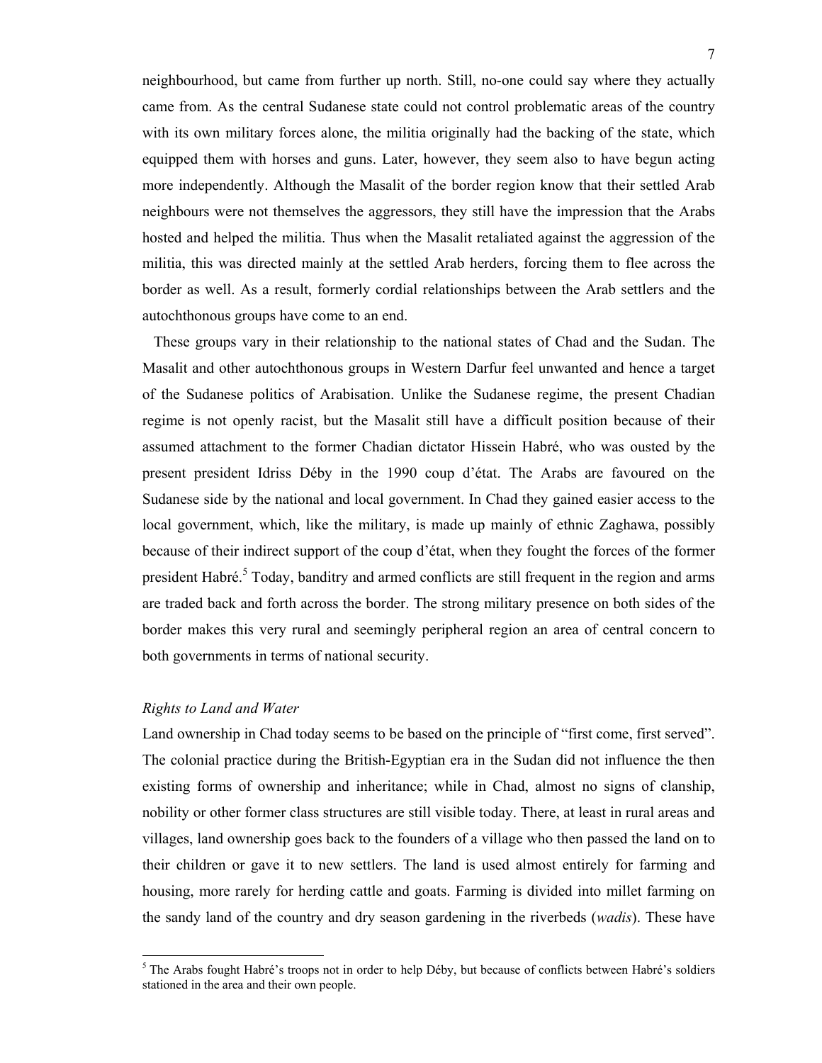neighbourhood, but came from further up north. Still, no-one could say where they actually came from. As the central Sudanese state could not control problematic areas of the country with its own military forces alone, the militia originally had the backing of the state, which equipped them with horses and guns. Later, however, they seem also to have begun acting more independently. Although the Masalit of the border region know that their settled Arab neighbours were not themselves the aggressors, they still have the impression that the Arabs hosted and helped the militia. Thus when the Masalit retaliated against the aggression of the militia, this was directed mainly at the settled Arab herders, forcing them to flee across the border as well. As a result, formerly cordial relationships between the Arab settlers and the autochthonous groups have come to an end.

These groups vary in their relationship to the national states of Chad and the Sudan. The Masalit and other autochthonous groups in Western Darfur feel unwanted and hence a target of the Sudanese politics of Arabisation. Unlike the Sudanese regime, the present Chadian regime is not openly racist, but the Masalit still have a difficult position because of their assumed attachment to the former Chadian dictator Hissein Habré, who was ousted by the present president Idriss Déby in the 1990 coup d'état. The Arabs are favoured on the Sudanese side by the national and local government. In Chad they gained easier access to the local government, which, like the military, is made up mainly of ethnic Zaghawa, possibly because of their indirect support of the coup d'état, when they fought the forces of the former president Habré.[5] Today, banditry and armed conflicts are still frequent in the region and arms are traded back and forth across the border. The strong military presence on both sides of the border makes this very rural and seemingly peripheral region an area of central concern to both governments in terms of national security.

### *Rights to Land and Water*

Land ownership in Chad today seems to be based on the principle of "first come, first served". The colonial practice during the British-Egyptian era in the Sudan did not influence the then existing forms of ownership and inheritance; while in Chad, almost no signs of clanship, nobility or other former class structures are still visible today. There, at least in rural areas and villages, land ownership goes back to the founders of a village who then passed the land on to their children or gave it to new settlers. The land is used almost entirely for farming and housing, more rarely for herding cattle and goats. Farming is divided into millet farming on the sandy land of the country and dry season gardening in the riverbeds (*wadis*). These have

---

[5] The Arabs fought Habré's troops not in order to help Déby, but because of conflicts between Habré's soldiers stationed in the area and their own people.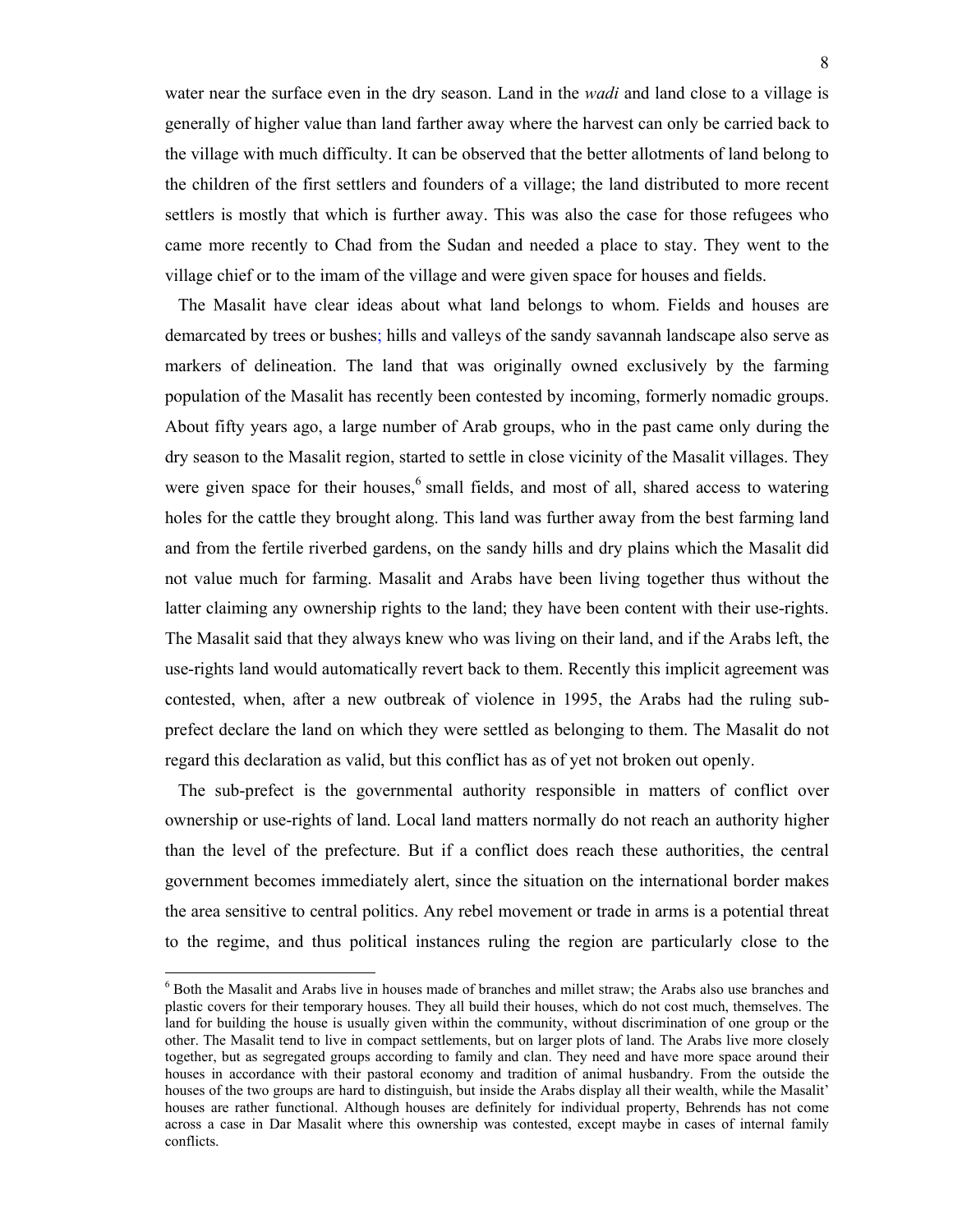water near the surface even in the dry season. Land in the *wadi* and land close to a village is generally of higher value than land farther away where the harvest can only be carried back to the village with much difficulty. It can be observed that the better allotments of land belong to the children of the first settlers and founders of a village; the land distributed to more recent settlers is mostly that which is further away. This was also the case for those refugees who came more recently to Chad from the Sudan and needed a place to stay. They went to the village chief or to the imam of the village and were given space for houses and fields.

The Masalit have clear ideas about what land belongs to whom. Fields and houses are demarcated by trees or bushes; hills and valleys of the sandy savannah landscape also serve as markers of delineation. The land that was originally owned exclusively by the farming population of the Masalit has recently been contested by incoming, formerly nomadic groups. About fifty years ago, a large number of Arab groups, who in the past came only during the dry season to the Masalit region, started to settle in close vicinity of the Masalit villages. They were given space for their houses,[6] small fields, and most of all, shared access to watering holes for the cattle they brought along. This land was further away from the best farming land and from the fertile riverbed gardens, on the sandy hills and dry plains which the Masalit did not value much for farming. Masalit and Arabs have been living together thus without the latter claiming any ownership rights to the land; they have been content with their use-rights. The Masalit said that they always knew who was living on their land, and if the Arabs left, the use-rights land would automatically revert back to them. Recently this implicit agreement was contested, when, after a new outbreak of violence in 1995, the Arabs had the ruling sub-prefect declare the land on which they were settled as belonging to them. The Masalit do not regard this declaration as valid, but this conflict has as of yet not broken out openly.

The sub-prefect is the governmental authority responsible in matters of conflict over ownership or use-rights of land. Local land matters normally do not reach an authority higher than the level of the prefecture. But if a conflict does reach these authorities, the central government becomes immediately alert, since the situation on the international border makes the area sensitive to central politics. Any rebel movement or trade in arms is a potential threat to the regime, and thus political instances ruling the region are particularly close to the

[6] Both the Masalit and Arabs live in houses made of branches and millet straw; the Arabs also use branches and plastic covers for their temporary houses. They all build their houses, which do not cost much, themselves. The land for building the house is usually given within the community, without discrimination of one group or the other. The Masalit tend to live in compact settlements, but on larger plots of land. The Arabs live more closely together, but as segregated groups according to family and clan. They need and have more space around their houses in accordance with their pastoral economy and tradition of animal husbandry. From the outside the houses of the two groups are hard to distinguish, but inside the Arabs display all their wealth, while the Masalit' houses are rather functional. Although houses are definitely for individual property, Behrends has not come across a case in Dar Masalit where this ownership was contested, except maybe in cases of internal family conflicts.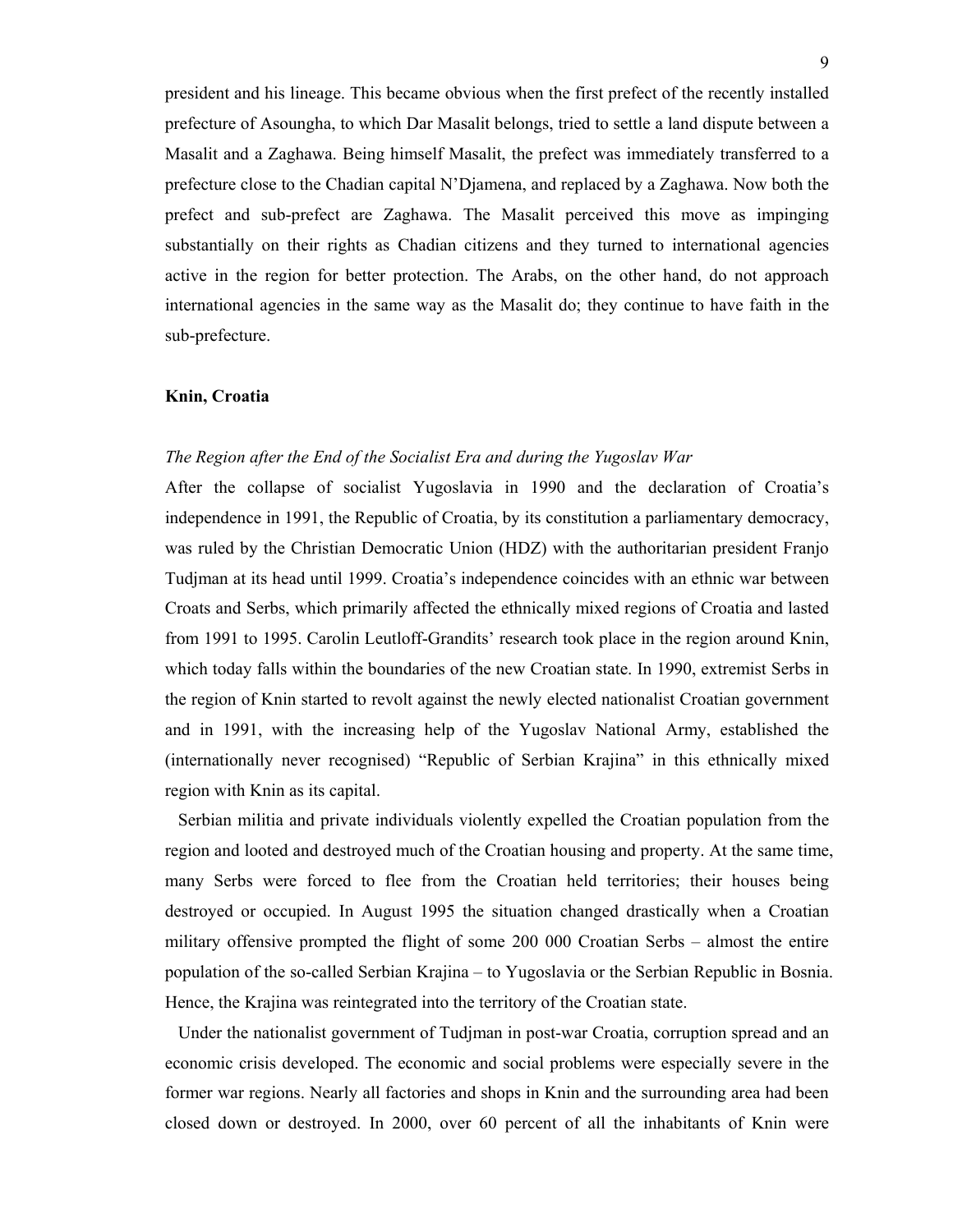president and his lineage. This became obvious when the first prefect of the recently installed prefecture of Asoungha, to which Dar Masalit belongs, tried to settle a land dispute between a Masalit and a Zaghawa. Being himself Masalit, the prefect was immediately transferred to a prefecture close to the Chadian capital N'Djamena, and replaced by a Zaghawa. Now both the prefect and sub-prefect are Zaghawa. The Masalit perceived this move as impinging substantially on their rights as Chadian citizens and they turned to international agencies active in the region for better protection. The Arabs, on the other hand, do not approach international agencies in the same way as the Masalit do; they continue to have faith in the sub-prefecture.

**Knin, Croatia**

*The Region after the End of the Socialist Era and during the Yugoslav War*

After the collapse of socialist Yugoslavia in 1990 and the declaration of Croatia's independence in 1991, the Republic of Croatia, by its constitution a parliamentary democracy, was ruled by the Christian Democratic Union (HDZ) with the authoritarian president Franjo Tudjman at its head until 1999. Croatia's independence coincides with an ethnic war between Croats and Serbs, which primarily affected the ethnically mixed regions of Croatia and lasted from 1991 to 1995. Carolin Leutloff-Grandits' research took place in the region around Knin, which today falls within the boundaries of the new Croatian state. In 1990, extremist Serbs in the region of Knin started to revolt against the newly elected nationalist Croatian government and in 1991, with the increasing help of the Yugoslav National Army, established the (internationally never recognised) "Republic of Serbian Krajina" in this ethnically mixed region with Knin as its capital.

Serbian militia and private individuals violently expelled the Croatian population from the region and looted and destroyed much of the Croatian housing and property. At the same time, many Serbs were forced to flee from the Croatian held territories; their houses being destroyed or occupied. In August 1995 the situation changed drastically when a Croatian military offensive prompted the flight of some 200 000 Croatian Serbs – almost the entire population of the so-called Serbian Krajina – to Yugoslavia or the Serbian Republic in Bosnia. Hence, the Krajina was reintegrated into the territory of the Croatian state.

Under the nationalist government of Tudjman in post-war Croatia, corruption spread and an economic crisis developed. The economic and social problems were especially severe in the former war regions. Nearly all factories and shops in Knin and the surrounding area had been closed down or destroyed. In 2000, over 60 percent of all the inhabitants of Knin were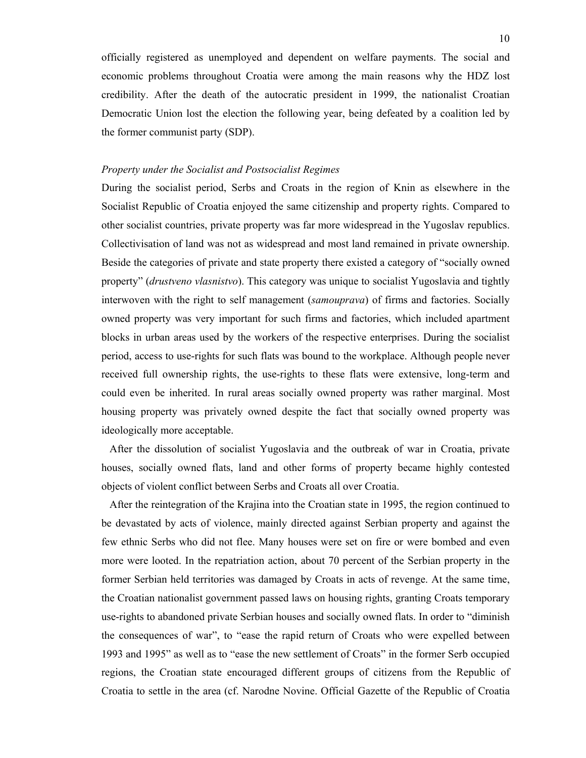officially registered as unemployed and dependent on welfare payments. The social and economic problems throughout Croatia were among the main reasons why the HDZ lost credibility. After the death of the autocratic president in 1999, the nationalist Croatian Democratic Union lost the election the following year, being defeated by a coalition led by the former communist party (SDP).

*Property under the Socialist and Postsocialist Regimes*

During the socialist period, Serbs and Croats in the region of Knin as elsewhere in the Socialist Republic of Croatia enjoyed the same citizenship and property rights. Compared to other socialist countries, private property was far more widespread in the Yugoslav republics. Collectivisation of land was not as widespread and most land remained in private ownership. Beside the categories of private and state property there existed a category of "socially owned property" (*drustveno vlasnistvo*). This category was unique to socialist Yugoslavia and tightly interwoven with the right to self management (*samouprava*) of firms and factories. Socially owned property was very important for such firms and factories, which included apartment blocks in urban areas used by the workers of the respective enterprises. During the socialist period, access to use-rights for such flats was bound to the workplace. Although people never received full ownership rights, the use-rights to these flats were extensive, long-term and could even be inherited. In rural areas socially owned property was rather marginal. Most housing property was privately owned despite the fact that socially owned property was ideologically more acceptable.

After the dissolution of socialist Yugoslavia and the outbreak of war in Croatia, private houses, socially owned flats, land and other forms of property became highly contested objects of violent conflict between Serbs and Croats all over Croatia.

After the reintegration of the Krajina into the Croatian state in 1995, the region continued to be devastated by acts of violence, mainly directed against Serbian property and against the few ethnic Serbs who did not flee. Many houses were set on fire or were bombed and even more were looted. In the repatriation action, about 70 percent of the Serbian property in the former Serbian held territories was damaged by Croats in acts of revenge. At the same time, the Croatian nationalist government passed laws on housing rights, granting Croats temporary use-rights to abandoned private Serbian houses and socially owned flats. In order to "diminish the consequences of war", to "ease the rapid return of Croats who were expelled between 1993 and 1995" as well as to "ease the new settlement of Croats" in the former Serb occupied regions, the Croatian state encouraged different groups of citizens from the Republic of Croatia to settle in the area (cf. Narodne Novine. Official Gazette of the Republic of Croatia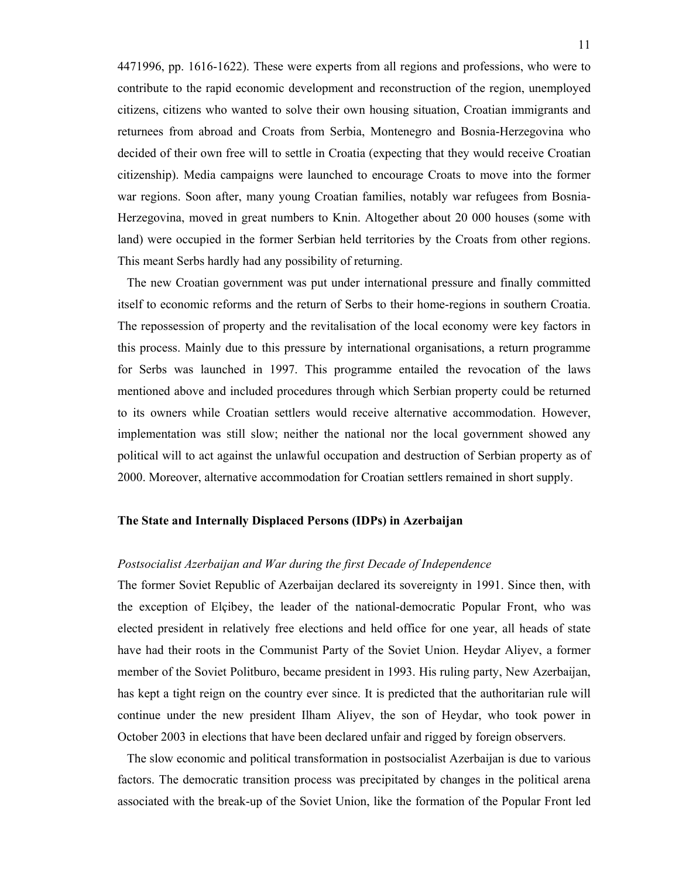4471996, pp. 1616-1622). These were experts from all regions and professions, who were to contribute to the rapid economic development and reconstruction of the region, unemployed citizens, citizens who wanted to solve their own housing situation, Croatian immigrants and returnees from abroad and Croats from Serbia, Montenegro and Bosnia-Herzegovina who decided of their own free will to settle in Croatia (expecting that they would receive Croatian citizenship). Media campaigns were launched to encourage Croats to move into the former war regions. Soon after, many young Croatian families, notably war refugees from Bosnia-Herzegovina, moved in great numbers to Knin. Altogether about 20 000 houses (some with land) were occupied in the former Serbian held territories by the Croats from other regions. This meant Serbs hardly had any possibility of returning.

The new Croatian government was put under international pressure and finally committed itself to economic reforms and the return of Serbs to their home-regions in southern Croatia. The repossession of property and the revitalisation of the local economy were key factors in this process. Mainly due to this pressure by international organisations, a return programme for Serbs was launched in 1997. This programme entailed the revocation of the laws mentioned above and included procedures through which Serbian property could be returned to its owners while Croatian settlers would receive alternative accommodation. However, implementation was still slow; neither the national nor the local government showed any political will to act against the unlawful occupation and destruction of Serbian property as of 2000. Moreover, alternative accommodation for Croatian settlers remained in short supply.

## The State and Internally Displaced Persons (IDPs) in Azerbaijan

### *Postsocialist Azerbaijan and War during the first Decade of Independence*

The former Soviet Republic of Azerbaijan declared its sovereignty in 1991. Since then, with the exception of Elçibey, the leader of the national-democratic Popular Front, who was elected president in relatively free elections and held office for one year, all heads of state have had their roots in the Communist Party of the Soviet Union. Heydar Aliyev, a former member of the Soviet Politburo, became president in 1993. His ruling party, New Azerbaijan, has kept a tight reign on the country ever since. It is predicted that the authoritarian rule will continue under the new president Ilham Aliyev, the son of Heydar, who took power in October 2003 in elections that have been declared unfair and rigged by foreign observers.

The slow economic and political transformation in postsocialist Azerbaijan is due to various factors. The democratic transition process was precipitated by changes in the political arena associated with the break-up of the Soviet Union, like the formation of the Popular Front led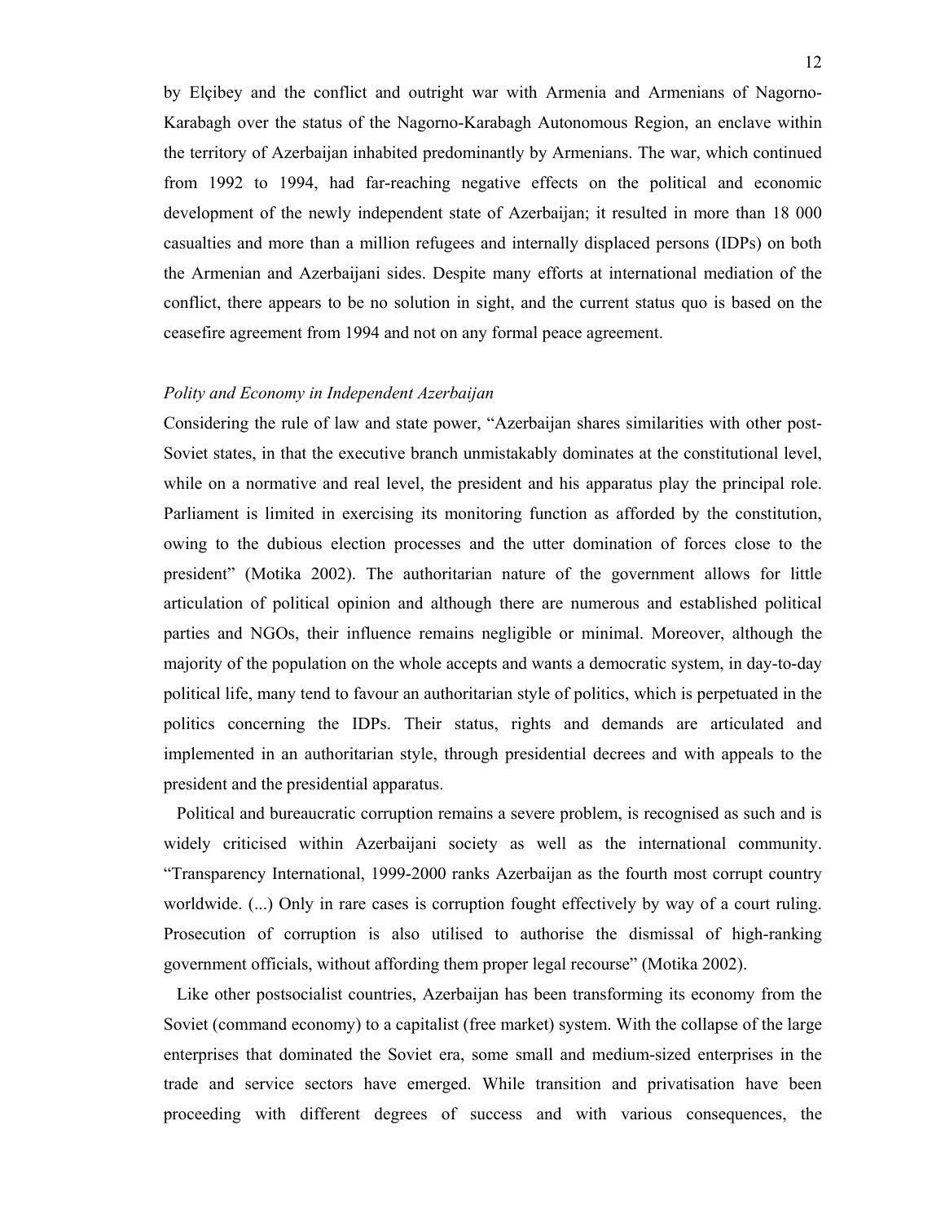by Elçibey and the conflict and outright war with Armenia and Armenians of Nagorno-Karabagh over the status of the Nagorno-Karabagh Autonomous Region, an enclave within the territory of Azerbaijan inhabited predominantly by Armenians. The war, which continued from 1992 to 1994, had far-reaching negative effects on the political and economic development of the newly independent state of Azerbaijan; it resulted in more than 18 000 casualties and more than a million refugees and internally displaced persons (IDPs) on both the Armenian and Azerbaijani sides. Despite many efforts at international mediation of the conflict, there appears to be no solution in sight, and the current status quo is based on the ceasefire agreement from 1994 and not on any formal peace agreement.

*Polity and Economy in Independent Azerbaijan*

Considering the rule of law and state power, "Azerbaijan shares similarities with other post-Soviet states, in that the executive branch unmistakably dominates at the constitutional level, while on a normative and real level, the president and his apparatus play the principal role. Parliament is limited in exercising its monitoring function as afforded by the constitution, owing to the dubious election processes and the utter domination of forces close to the president" (Motika 2002). The authoritarian nature of the government allows for little articulation of political opinion and although there are numerous and established political parties and NGOs, their influence remains negligible or minimal. Moreover, although the majority of the population on the whole accepts and wants a democratic system, in day-to-day political life, many tend to favour an authoritarian style of politics, which is perpetuated in the politics concerning the IDPs. Their status, rights and demands are articulated and implemented in an authoritarian style, through presidential decrees and with appeals to the president and the presidential apparatus.

Political and bureaucratic corruption remains a severe problem, is recognised as such and is widely criticised within Azerbaijani society as well as the international community. "Transparency International, 1999-2000 ranks Azerbaijan as the fourth most corrupt country worldwide. (...) Only in rare cases is corruption fought effectively by way of a court ruling. Prosecution of corruption is also utilised to authorise the dismissal of high-ranking government officials, without affording them proper legal recourse" (Motika 2002).

Like other postsocialist countries, Azerbaijan has been transforming its economy from the Soviet (command economy) to a capitalist (free market) system. With the collapse of the large enterprises that dominated the Soviet era, some small and medium-sized enterprises in the trade and service sectors have emerged. While transition and privatisation have been proceeding with different degrees of success and with various consequences, the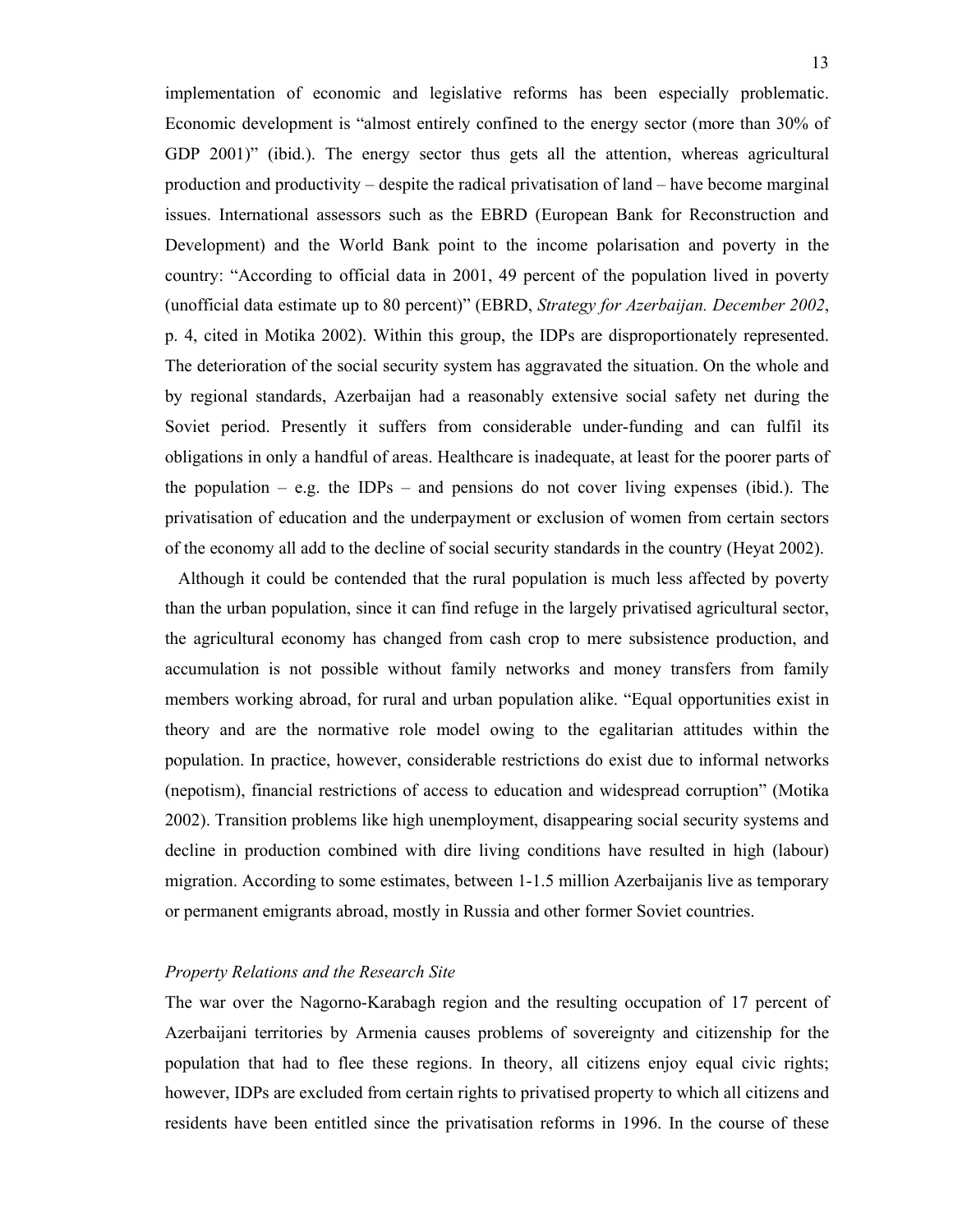implementation of economic and legislative reforms has been especially problematic. Economic development is "almost entirely confined to the energy sector (more than 30% of GDP 2001)" (ibid.). The energy sector thus gets all the attention, whereas agricultural production and productivity – despite the radical privatisation of land – have become marginal issues. International assessors such as the EBRD (European Bank for Reconstruction and Development) and the World Bank point to the income polarisation and poverty in the country: "According to official data in 2001, 49 percent of the population lived in poverty (unofficial data estimate up to 80 percent)" (EBRD, *Strategy for Azerbaijan. December 2002*, p. 4, cited in Motika 2002). Within this group, the IDPs are disproportionately represented. The deterioration of the social security system has aggravated the situation. On the whole and by regional standards, Azerbaijan had a reasonably extensive social safety net during the Soviet period. Presently it suffers from considerable under-funding and can fulfil its obligations in only a handful of areas. Healthcare is inadequate, at least for the poorer parts of the population – e.g. the IDPs – and pensions do not cover living expenses (ibid.). The privatisation of education and the underpayment or exclusion of women from certain sectors of the economy all add to the decline of social security standards in the country (Heyat 2002).

Although it could be contended that the rural population is much less affected by poverty than the urban population, since it can find refuge in the largely privatised agricultural sector, the agricultural economy has changed from cash crop to mere subsistence production, and accumulation is not possible without family networks and money transfers from family members working abroad, for rural and urban population alike. "Equal opportunities exist in theory and are the normative role model owing to the egalitarian attitudes within the population. In practice, however, considerable restrictions do exist due to informal networks (nepotism), financial restrictions of access to education and widespread corruption" (Motika 2002). Transition problems like high unemployment, disappearing social security systems and decline in production combined with dire living conditions have resulted in high (labour) migration. According to some estimates, between 1-1.5 million Azerbaijanis live as temporary or permanent emigrants abroad, mostly in Russia and other former Soviet countries.

### *Property Relations and the Research Site*

The war over the Nagorno-Karabagh region and the resulting occupation of 17 percent of Azerbaijani territories by Armenia causes problems of sovereignty and citizenship for the population that had to flee these regions. In theory, all citizens enjoy equal civic rights; however, IDPs are excluded from certain rights to privatised property to which all citizens and residents have been entitled since the privatisation reforms in 1996. In the course of these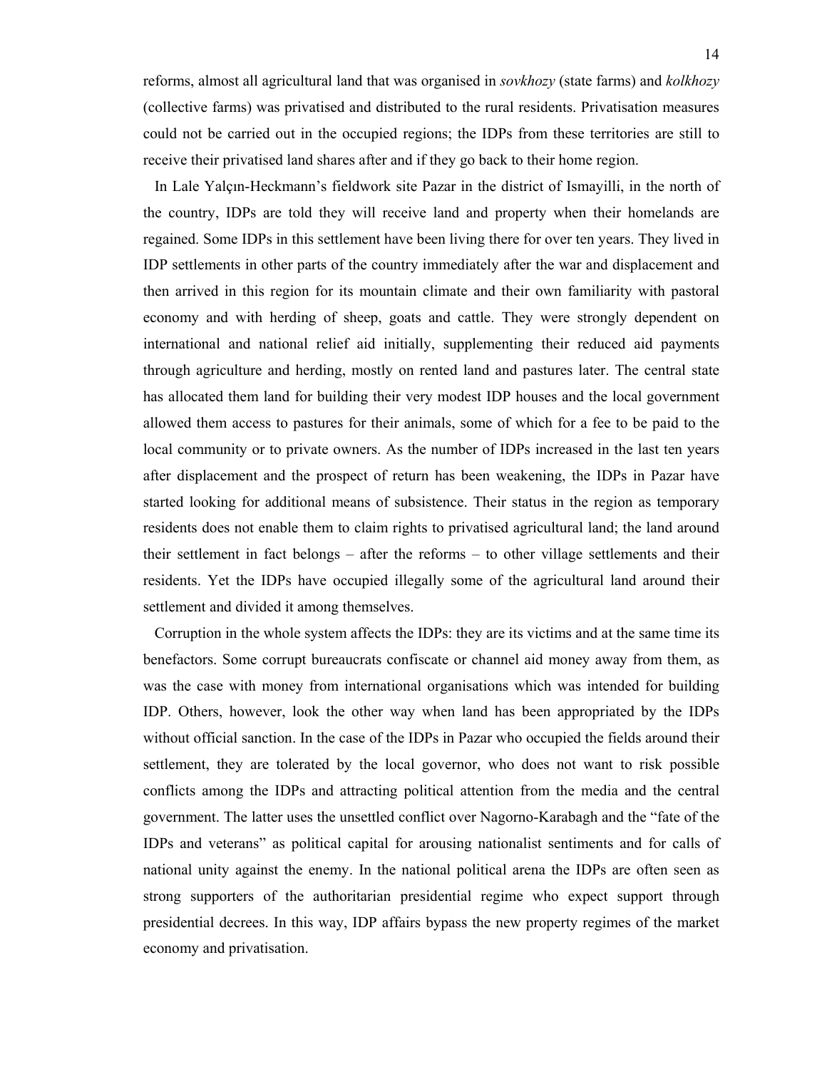reforms, almost all agricultural land that was organised in *sovkhozy* (state farms) and *kolkhozy* (collective farms) was privatised and distributed to the rural residents. Privatisation measures could not be carried out in the occupied regions; the IDPs from these territories are still to receive their privatised land shares after and if they go back to their home region.

In Lale Yalçın-Heckmann's fieldwork site Pazar in the district of Ismayilli, in the north of the country, IDPs are told they will receive land and property when their homelands are regained. Some IDPs in this settlement have been living there for over ten years. They lived in IDP settlements in other parts of the country immediately after the war and displacement and then arrived in this region for its mountain climate and their own familiarity with pastoral economy and with herding of sheep, goats and cattle. They were strongly dependent on international and national relief aid initially, supplementing their reduced aid payments through agriculture and herding, mostly on rented land and pastures later. The central state has allocated them land for building their very modest IDP houses and the local government allowed them access to pastures for their animals, some of which for a fee to be paid to the local community or to private owners. As the number of IDPs increased in the last ten years after displacement and the prospect of return has been weakening, the IDPs in Pazar have started looking for additional means of subsistence. Their status in the region as temporary residents does not enable them to claim rights to privatised agricultural land; the land around their settlement in fact belongs – after the reforms – to other village settlements and their residents. Yet the IDPs have occupied illegally some of the agricultural land around their settlement and divided it among themselves.

Corruption in the whole system affects the IDPs: they are its victims and at the same time its benefactors. Some corrupt bureaucrats confiscate or channel aid money away from them, as was the case with money from international organisations which was intended for building IDP. Others, however, look the other way when land has been appropriated by the IDPs without official sanction. In the case of the IDPs in Pazar who occupied the fields around their settlement, they are tolerated by the local governor, who does not want to risk possible conflicts among the IDPs and attracting political attention from the media and the central government. The latter uses the unsettled conflict over Nagorno-Karabagh and the "fate of the IDPs and veterans" as political capital for arousing nationalist sentiments and for calls of national unity against the enemy. In the national political arena the IDPs are often seen as strong supporters of the authoritarian presidential regime who expect support through presidential decrees. In this way, IDP affairs bypass the new property regimes of the market economy and privatisation.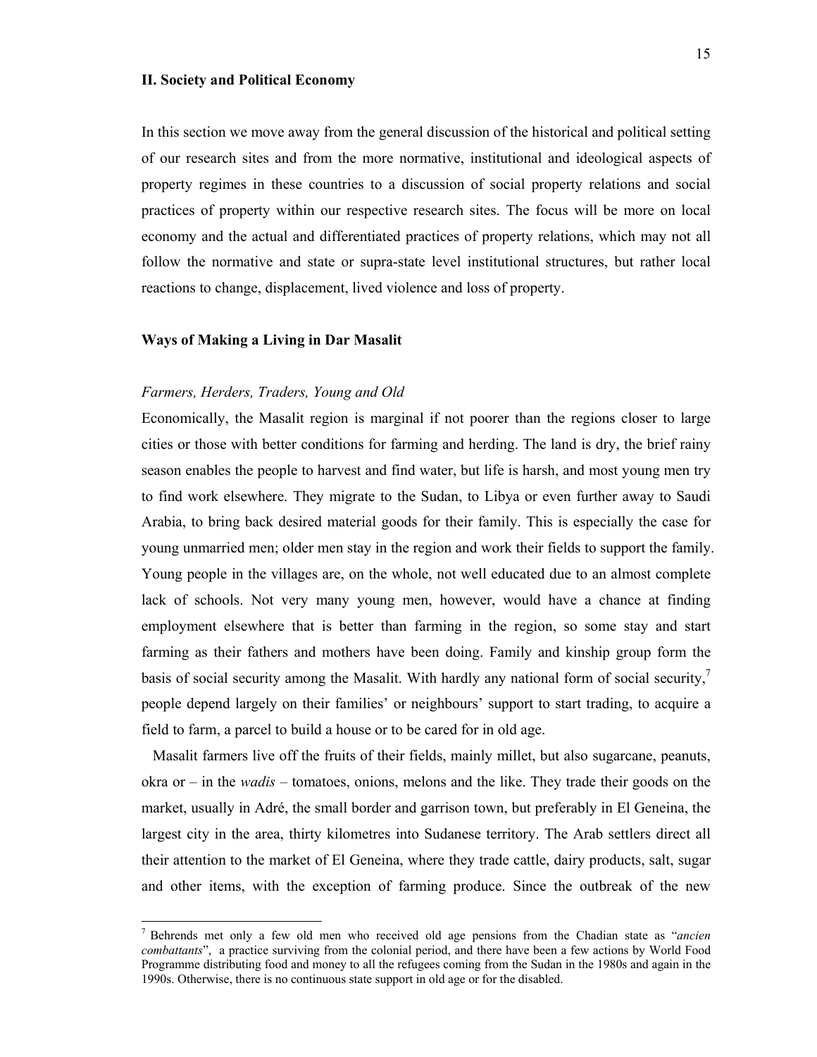## II. Society and Political Economy

In this section we move away from the general discussion of the historical and political setting of our research sites and from the more normative, institutional and ideological aspects of property regimes in these countries to a discussion of social property relations and social practices of property within our respective research sites. The focus will be more on local economy and the actual and differentiated practices of property relations, which may not all follow the normative and state or supra-state level institutional structures, but rather local reactions to change, displacement, lived violence and loss of property.

### Ways of Making a Living in Dar Masalit

#### *Farmers, Herders, Traders, Young and Old*

Economically, the Masalit region is marginal if not poorer than the regions closer to large cities or those with better conditions for farming and herding. The land is dry, the brief rainy season enables the people to harvest and find water, but life is harsh, and most young men try to find work elsewhere. They migrate to the Sudan, to Libya or even further away to Saudi Arabia, to bring back desired material goods for their family. This is especially the case for young unmarried men; older men stay in the region and work their fields to support the family. Young people in the villages are, on the whole, not well educated due to an almost complete lack of schools. Not very many young men, however, would have a chance at finding employment elsewhere that is better than farming in the region, so some stay and start farming as their fathers and mothers have been doing. Family and kinship group form the basis of social security among the Masalit. With hardly any national form of social security,[7] people depend largely on their families' or neighbours' support to start trading, to acquire a field to farm, a parcel to build a house or to be cared for in old age.

Masalit farmers live off the fruits of their fields, mainly millet, but also sugarcane, peanuts, okra or – in the *wadis* – tomatoes, onions, melons and the like. They trade their goods on the market, usually in Adré, the small border and garrison town, but preferably in El Geneina, the largest city in the area, thirty kilometres into Sudanese territory. The Arab settlers direct all their attention to the market of El Geneina, where they trade cattle, dairy products, salt, sugar and other items, with the exception of farming produce. Since the outbreak of the new

---

[7] Behrends met only a few old men who received old age pensions from the Chadian state as "*ancien combattants*", a practice surviving from the colonial period, and there have been a few actions by World Food Programme distributing food and money to all the refugees coming from the Sudan in the 1980s and again in the 1990s. Otherwise, there is no continuous state support in old age or for the disabled.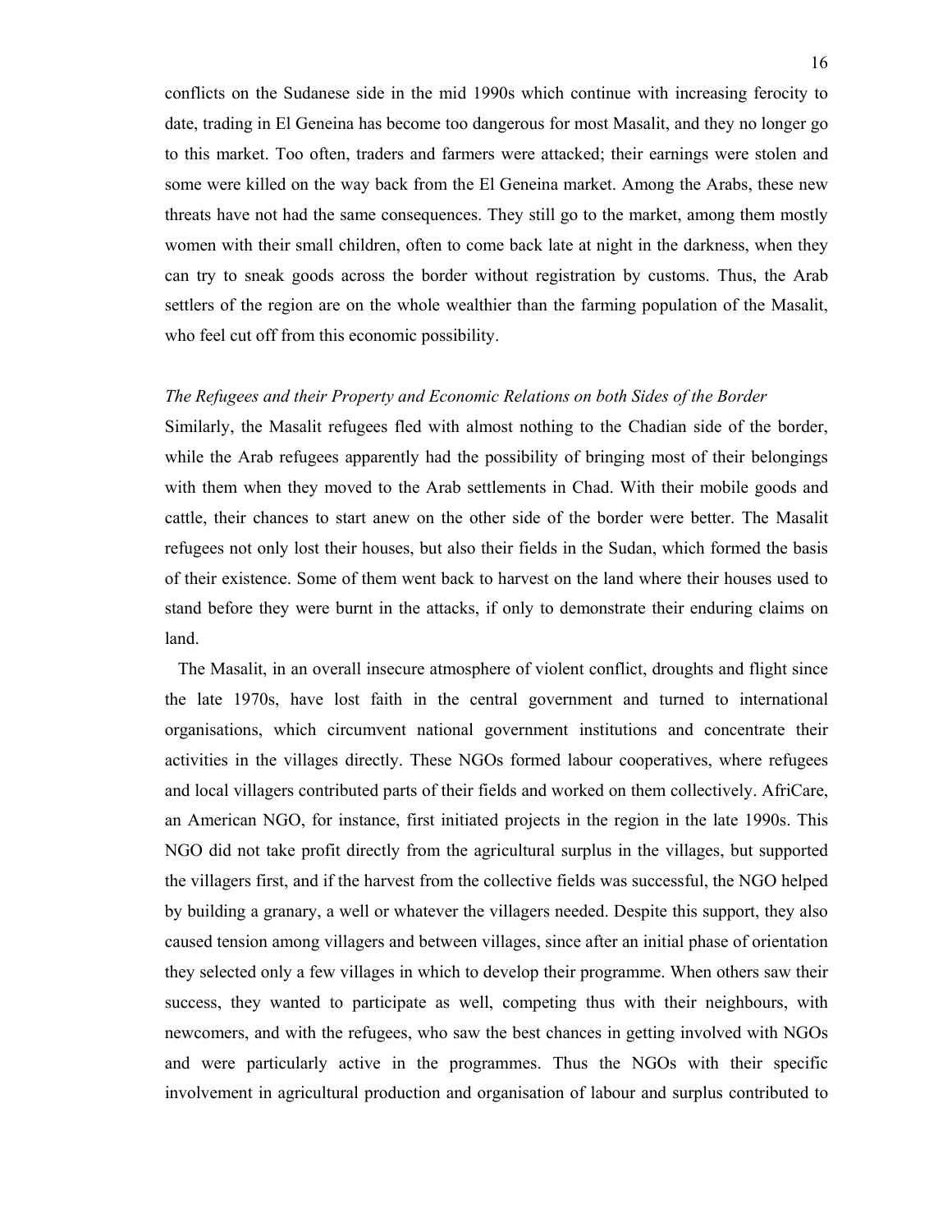conflicts on the Sudanese side in the mid 1990s which continue with increasing ferocity to date, trading in El Geneina has become too dangerous for most Masalit, and they no longer go to this market. Too often, traders and farmers were attacked; their earnings were stolen and some were killed on the way back from the El Geneina market. Among the Arabs, these new threats have not had the same consequences. They still go to the market, among them mostly women with their small children, often to come back late at night in the darkness, when they can try to sneak goods across the border without registration by customs. Thus, the Arab settlers of the region are on the whole wealthier than the farming population of the Masalit, who feel cut off from this economic possibility.

*The Refugees and their Property and Economic Relations on both Sides of the Border*

Similarly, the Masalit refugees fled with almost nothing to the Chadian side of the border, while the Arab refugees apparently had the possibility of bringing most of their belongings with them when they moved to the Arab settlements in Chad. With their mobile goods and cattle, their chances to start anew on the other side of the border were better. The Masalit refugees not only lost their houses, but also their fields in the Sudan, which formed the basis of their existence. Some of them went back to harvest on the land where their houses used to stand before they were burnt in the attacks, if only to demonstrate their enduring claims on land.

The Masalit, in an overall insecure atmosphere of violent conflict, droughts and flight since the late 1970s, have lost faith in the central government and turned to international organisations, which circumvent national government institutions and concentrate their activities in the villages directly. These NGOs formed labour cooperatives, where refugees and local villagers contributed parts of their fields and worked on them collectively. AfriCare, an American NGO, for instance, first initiated projects in the region in the late 1990s. This NGO did not take profit directly from the agricultural surplus in the villages, but supported the villagers first, and if the harvest from the collective fields was successful, the NGO helped by building a granary, a well or whatever the villagers needed. Despite this support, they also caused tension among villagers and between villages, since after an initial phase of orientation they selected only a few villages in which to develop their programme. When others saw their success, they wanted to participate as well, competing thus with their neighbours, with newcomers, and with the refugees, who saw the best chances in getting involved with NGOs and were particularly active in the programmes. Thus the NGOs with their specific involvement in agricultural production and organisation of labour and surplus contributed to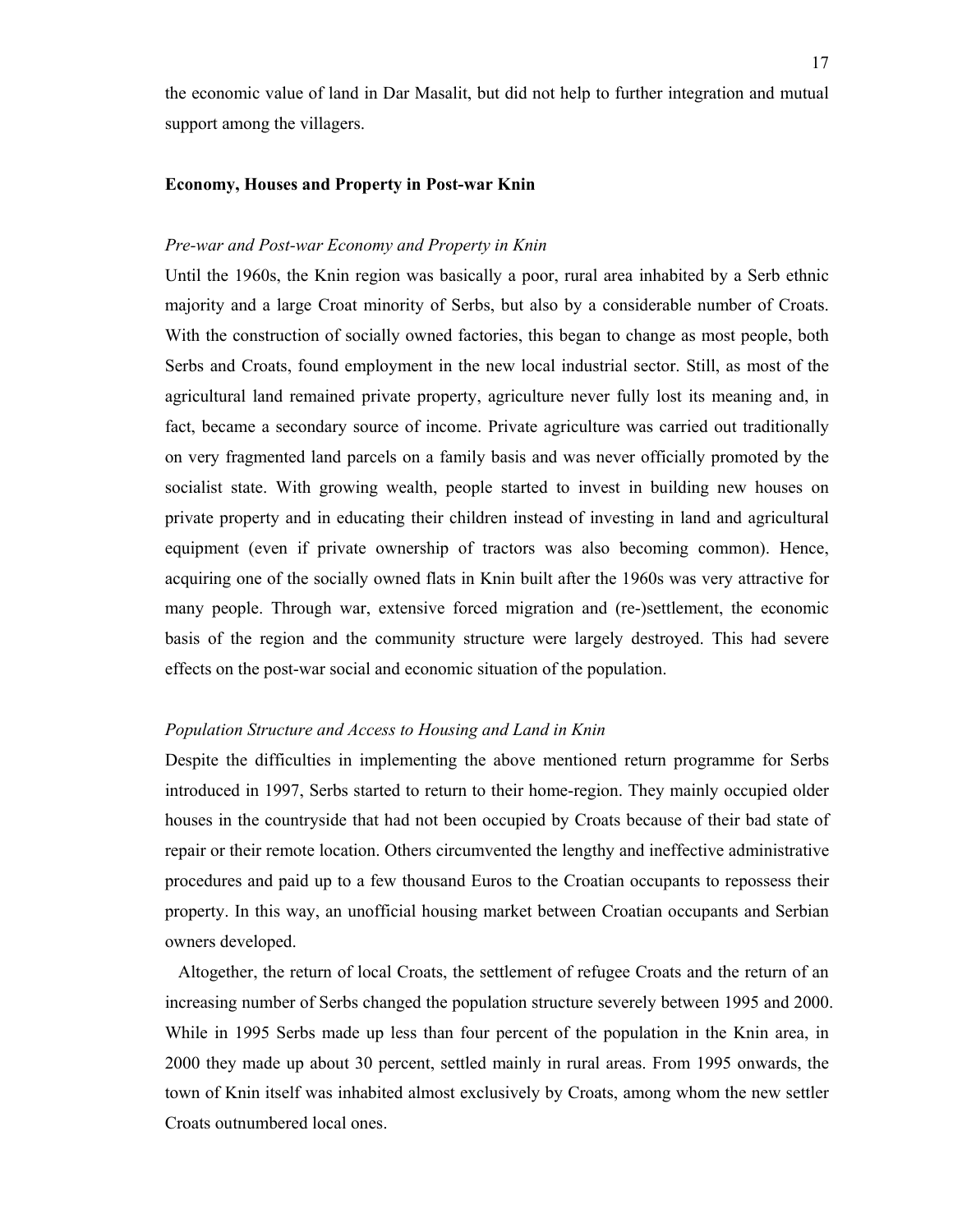the economic value of land in Dar Masalit, but did not help to further integration and mutual support among the villagers.

**Economy, Houses and Property in Post-war Knin**

*Pre-war and Post-war Economy and Property in Knin*

Until the 1960s, the Knin region was basically a poor, rural area inhabited by a Serb ethnic majority and a large Croat minority of Serbs, but also by a considerable number of Croats. With the construction of socially owned factories, this began to change as most people, both Serbs and Croats, found employment in the new local industrial sector. Still, as most of the agricultural land remained private property, agriculture never fully lost its meaning and, in fact, became a secondary source of income. Private agriculture was carried out traditionally on very fragmented land parcels on a family basis and was never officially promoted by the socialist state. With growing wealth, people started to invest in building new houses on private property and in educating their children instead of investing in land and agricultural equipment (even if private ownership of tractors was also becoming common). Hence, acquiring one of the socially owned flats in Knin built after the 1960s was very attractive for many people. Through war, extensive forced migration and (re-)settlement, the economic basis of the region and the community structure were largely destroyed. This had severe effects on the post-war social and economic situation of the population.

*Population Structure and Access to Housing and Land in Knin*

Despite the difficulties in implementing the above mentioned return programme for Serbs introduced in 1997, Serbs started to return to their home-region. They mainly occupied older houses in the countryside that had not been occupied by Croats because of their bad state of repair or their remote location. Others circumvented the lengthy and ineffective administrative procedures and paid up to a few thousand Euros to the Croatian occupants to repossess their property. In this way, an unofficial housing market between Croatian occupants and Serbian owners developed.

Altogether, the return of local Croats, the settlement of refugee Croats and the return of an increasing number of Serbs changed the population structure severely between 1995 and 2000. While in 1995 Serbs made up less than four percent of the population in the Knin area, in 2000 they made up about 30 percent, settled mainly in rural areas. From 1995 onwards, the town of Knin itself was inhabited almost exclusively by Croats, among whom the new settler Croats outnumbered local ones.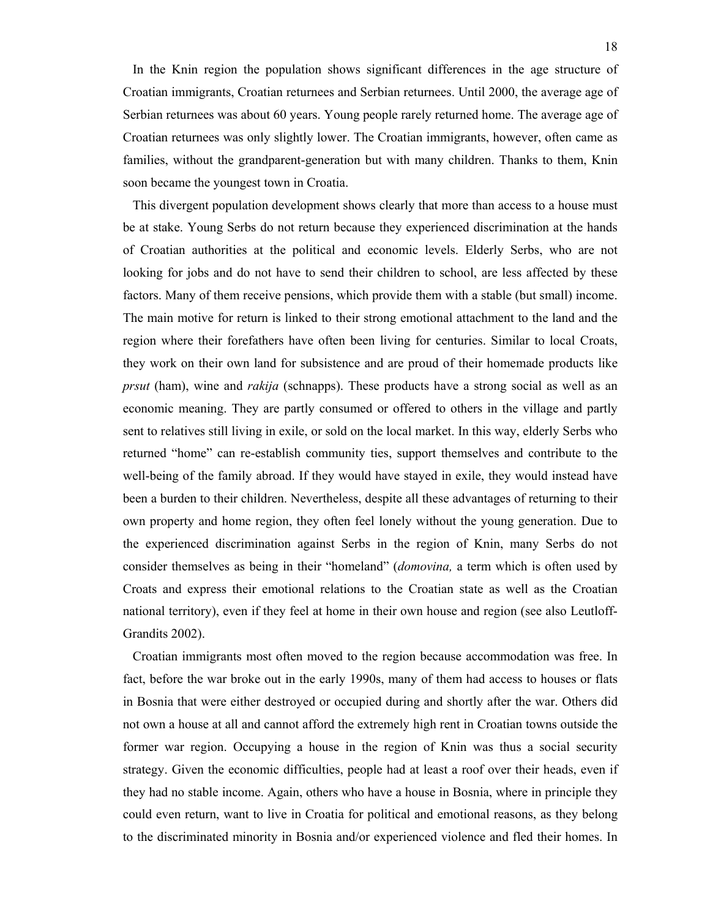In the Knin region the population shows significant differences in the age structure of Croatian immigrants, Croatian returnees and Serbian returnees. Until 2000, the average age of Serbian returnees was about 60 years. Young people rarely returned home. The average age of Croatian returnees was only slightly lower. The Croatian immigrants, however, often came as families, without the grandparent-generation but with many children. Thanks to them, Knin soon became the youngest town in Croatia.

This divergent population development shows clearly that more than access to a house must be at stake. Young Serbs do not return because they experienced discrimination at the hands of Croatian authorities at the political and economic levels. Elderly Serbs, who are not looking for jobs and do not have to send their children to school, are less affected by these factors. Many of them receive pensions, which provide them with a stable (but small) income. The main motive for return is linked to their strong emotional attachment to the land and the region where their forefathers have often been living for centuries. Similar to local Croats, they work on their own land for subsistence and are proud of their homemade products like *prsut* (ham), wine and *rakija* (schnapps). These products have a strong social as well as an economic meaning. They are partly consumed or offered to others in the village and partly sent to relatives still living in exile, or sold on the local market. In this way, elderly Serbs who returned "home" can re-establish community ties, support themselves and contribute to the well-being of the family abroad. If they would have stayed in exile, they would instead have been a burden to their children. Nevertheless, despite all these advantages of returning to their own property and home region, they often feel lonely without the young generation. Due to the experienced discrimination against Serbs in the region of Knin, many Serbs do not consider themselves as being in their "homeland" (*domovina,* a term which is often used by Croats and express their emotional relations to the Croatian state as well as the Croatian national territory), even if they feel at home in their own house and region (see also Leutloff-Grandits 2002).

Croatian immigrants most often moved to the region because accommodation was free. In fact, before the war broke out in the early 1990s, many of them had access to houses or flats in Bosnia that were either destroyed or occupied during and shortly after the war. Others did not own a house at all and cannot afford the extremely high rent in Croatian towns outside the former war region. Occupying a house in the region of Knin was thus a social security strategy. Given the economic difficulties, people had at least a roof over their heads, even if they had no stable income. Again, others who have a house in Bosnia, where in principle they could even return, want to live in Croatia for political and emotional reasons, as they belong to the discriminated minority in Bosnia and/or experienced violence and fled their homes. In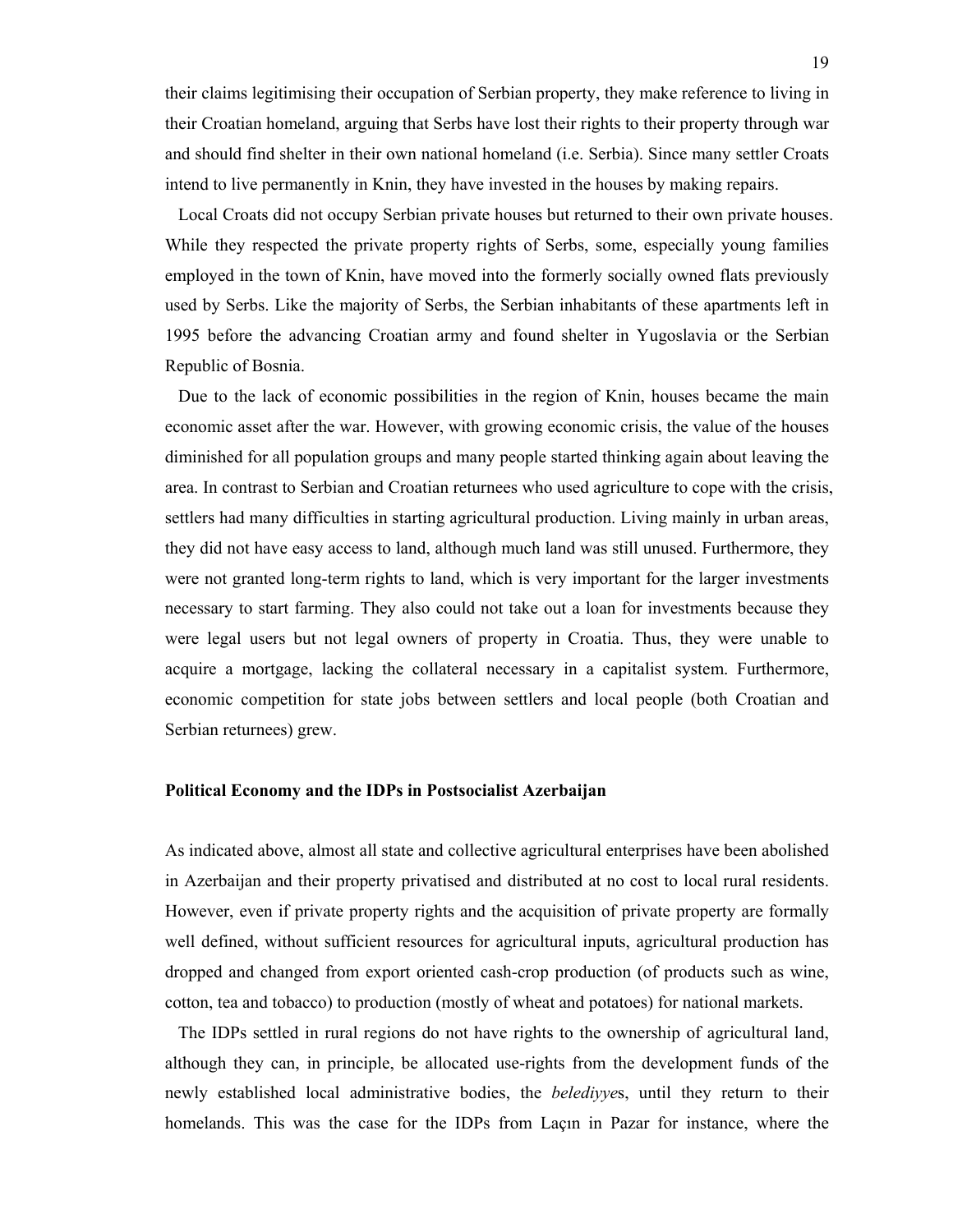their claims legitimising their occupation of Serbian property, they make reference to living in their Croatian homeland, arguing that Serbs have lost their rights to their property through war and should find shelter in their own national homeland (i.e. Serbia). Since many settler Croats intend to live permanently in Knin, they have invested in the houses by making repairs.

Local Croats did not occupy Serbian private houses but returned to their own private houses. While they respected the private property rights of Serbs, some, especially young families employed in the town of Knin, have moved into the formerly socially owned flats previously used by Serbs. Like the majority of Serbs, the Serbian inhabitants of these apartments left in 1995 before the advancing Croatian army and found shelter in Yugoslavia or the Serbian Republic of Bosnia.

Due to the lack of economic possibilities in the region of Knin, houses became the main economic asset after the war. However, with growing economic crisis, the value of the houses diminished for all population groups and many people started thinking again about leaving the area. In contrast to Serbian and Croatian returnees who used agriculture to cope with the crisis, settlers had many difficulties in starting agricultural production. Living mainly in urban areas, they did not have easy access to land, although much land was still unused. Furthermore, they were not granted long-term rights to land, which is very important for the larger investments necessary to start farming. They also could not take out a loan for investments because they were legal users but not legal owners of property in Croatia. Thus, they were unable to acquire a mortgage, lacking the collateral necessary in a capitalist system. Furthermore, economic competition for state jobs between settlers and local people (both Croatian and Serbian returnees) grew.

**Political Economy and the IDPs in Postsocialist Azerbaijan**

As indicated above, almost all state and collective agricultural enterprises have been abolished in Azerbaijan and their property privatised and distributed at no cost to local rural residents. However, even if private property rights and the acquisition of private property are formally well defined, without sufficient resources for agricultural inputs, agricultural production has dropped and changed from export oriented cash-crop production (of products such as wine, cotton, tea and tobacco) to production (mostly of wheat and potatoes) for national markets.

The IDPs settled in rural regions do not have rights to the ownership of agricultural land, although they can, in principle, be allocated use-rights from the development funds of the newly established local administrative bodies, the *belediyye*s, until they return to their homelands. This was the case for the IDPs from Laçın in Pazar for instance, where the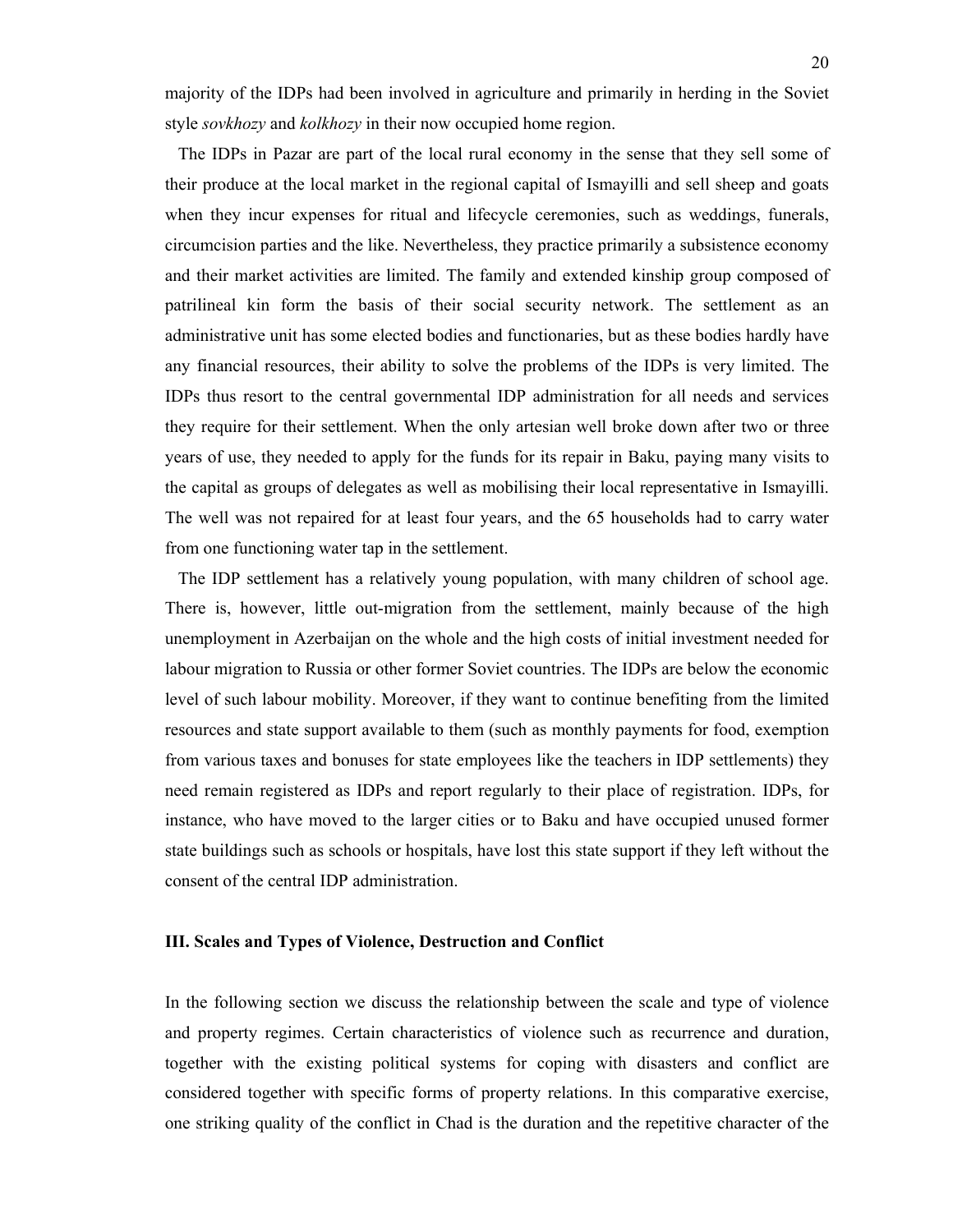majority of the IDPs had been involved in agriculture and primarily in herding in the Soviet style *sovkhozy* and *kolkhozy* in their now occupied home region.

The IDPs in Pazar are part of the local rural economy in the sense that they sell some of their produce at the local market in the regional capital of Ismayilli and sell sheep and goats when they incur expenses for ritual and lifecycle ceremonies, such as weddings, funerals, circumcision parties and the like. Nevertheless, they practice primarily a subsistence economy and their market activities are limited. The family and extended kinship group composed of patrilineal kin form the basis of their social security network. The settlement as an administrative unit has some elected bodies and functionaries, but as these bodies hardly have any financial resources, their ability to solve the problems of the IDPs is very limited. The IDPs thus resort to the central governmental IDP administration for all needs and services they require for their settlement. When the only artesian well broke down after two or three years of use, they needed to apply for the funds for its repair in Baku, paying many visits to the capital as groups of delegates as well as mobilising their local representative in Ismayilli. The well was not repaired for at least four years, and the 65 households had to carry water from one functioning water tap in the settlement.

The IDP settlement has a relatively young population, with many children of school age. There is, however, little out-migration from the settlement, mainly because of the high unemployment in Azerbaijan on the whole and the high costs of initial investment needed for labour migration to Russia or other former Soviet countries. The IDPs are below the economic level of such labour mobility. Moreover, if they want to continue benefiting from the limited resources and state support available to them (such as monthly payments for food, exemption from various taxes and bonuses for state employees like the teachers in IDP settlements) they need remain registered as IDPs and report regularly to their place of registration. IDPs, for instance, who have moved to the larger cities or to Baku and have occupied unused former state buildings such as schools or hospitals, have lost this state support if they left without the consent of the central IDP administration.

### III. Scales and Types of Violence, Destruction and Conflict

In the following section we discuss the relationship between the scale and type of violence and property regimes. Certain characteristics of violence such as recurrence and duration, together with the existing political systems for coping with disasters and conflict are considered together with specific forms of property relations. In this comparative exercise, one striking quality of the conflict in Chad is the duration and the repetitive character of the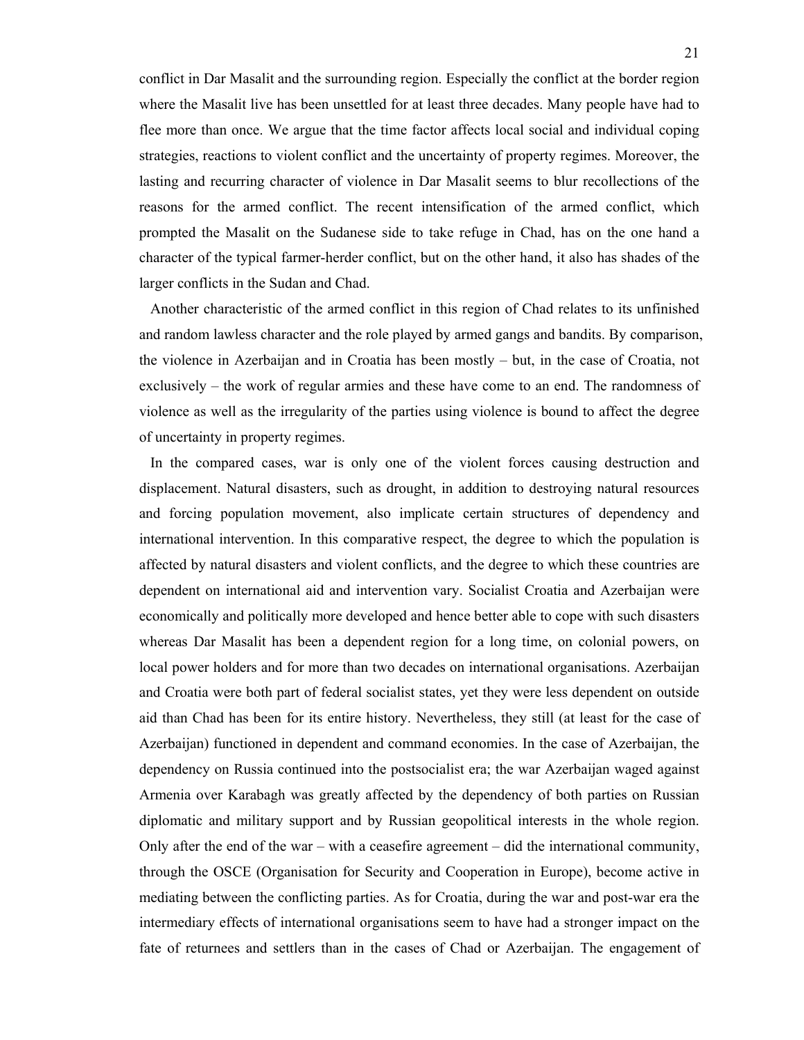conflict in Dar Masalit and the surrounding region. Especially the conflict at the border region where the Masalit live has been unsettled for at least three decades. Many people have had to flee more than once. We argue that the time factor affects local social and individual coping strategies, reactions to violent conflict and the uncertainty of property regimes. Moreover, the lasting and recurring character of violence in Dar Masalit seems to blur recollections of the reasons for the armed conflict. The recent intensification of the armed conflict, which prompted the Masalit on the Sudanese side to take refuge in Chad, has on the one hand a character of the typical farmer-herder conflict, but on the other hand, it also has shades of the larger conflicts in the Sudan and Chad.

Another characteristic of the armed conflict in this region of Chad relates to its unfinished and random lawless character and the role played by armed gangs and bandits. By comparison, the violence in Azerbaijan and in Croatia has been mostly – but, in the case of Croatia, not exclusively – the work of regular armies and these have come to an end. The randomness of violence as well as the irregularity of the parties using violence is bound to affect the degree of uncertainty in property regimes.

In the compared cases, war is only one of the violent forces causing destruction and displacement. Natural disasters, such as drought, in addition to destroying natural resources and forcing population movement, also implicate certain structures of dependency and international intervention. In this comparative respect, the degree to which the population is affected by natural disasters and violent conflicts, and the degree to which these countries are dependent on international aid and intervention vary. Socialist Croatia and Azerbaijan were economically and politically more developed and hence better able to cope with such disasters whereas Dar Masalit has been a dependent region for a long time, on colonial powers, on local power holders and for more than two decades on international organisations. Azerbaijan and Croatia were both part of federal socialist states, yet they were less dependent on outside aid than Chad has been for its entire history. Nevertheless, they still (at least for the case of Azerbaijan) functioned in dependent and command economies. In the case of Azerbaijan, the dependency on Russia continued into the postsocialist era; the war Azerbaijan waged against Armenia over Karabagh was greatly affected by the dependency of both parties on Russian diplomatic and military support and by Russian geopolitical interests in the whole region. Only after the end of the war – with a ceasefire agreement – did the international community, through the OSCE (Organisation for Security and Cooperation in Europe), become active in mediating between the conflicting parties. As for Croatia, during the war and post-war era the intermediary effects of international organisations seem to have had a stronger impact on the fate of returnees and settlers than in the cases of Chad or Azerbaijan. The engagement of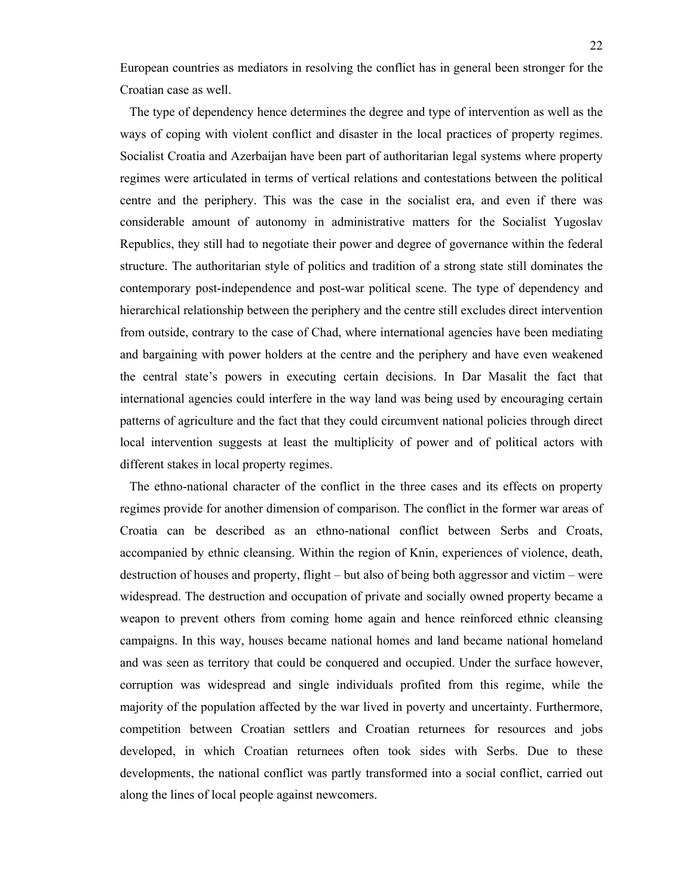European countries as mediators in resolving the conflict has in general been stronger for the Croatian case as well.

The type of dependency hence determines the degree and type of intervention as well as the ways of coping with violent conflict and disaster in the local practices of property regimes. Socialist Croatia and Azerbaijan have been part of authoritarian legal systems where property regimes were articulated in terms of vertical relations and contestations between the political centre and the periphery. This was the case in the socialist era, and even if there was considerable amount of autonomy in administrative matters for the Socialist Yugoslav Republics, they still had to negotiate their power and degree of governance within the federal structure. The authoritarian style of politics and tradition of a strong state still dominates the contemporary post-independence and post-war political scene. The type of dependency and hierarchical relationship between the periphery and the centre still excludes direct intervention from outside, contrary to the case of Chad, where international agencies have been mediating and bargaining with power holders at the centre and the periphery and have even weakened the central state's powers in executing certain decisions. In Dar Masalit the fact that international agencies could interfere in the way land was being used by encouraging certain patterns of agriculture and the fact that they could circumvent national policies through direct local intervention suggests at least the multiplicity of power and of political actors with different stakes in local property regimes.

The ethno-national character of the conflict in the three cases and its effects on property regimes provide for another dimension of comparison. The conflict in the former war areas of Croatia can be described as an ethno-national conflict between Serbs and Croats, accompanied by ethnic cleansing. Within the region of Knin, experiences of violence, death, destruction of houses and property, flight – but also of being both aggressor and victim – were widespread. The destruction and occupation of private and socially owned property became a weapon to prevent others from coming home again and hence reinforced ethnic cleansing campaigns. In this way, houses became national homes and land became national homeland and was seen as territory that could be conquered and occupied. Under the surface however, corruption was widespread and single individuals profited from this regime, while the majority of the population affected by the war lived in poverty and uncertainty. Furthermore, competition between Croatian settlers and Croatian returnees for resources and jobs developed, in which Croatian returnees often took sides with Serbs. Due to these developments, the national conflict was partly transformed into a social conflict, carried out along the lines of local people against newcomers.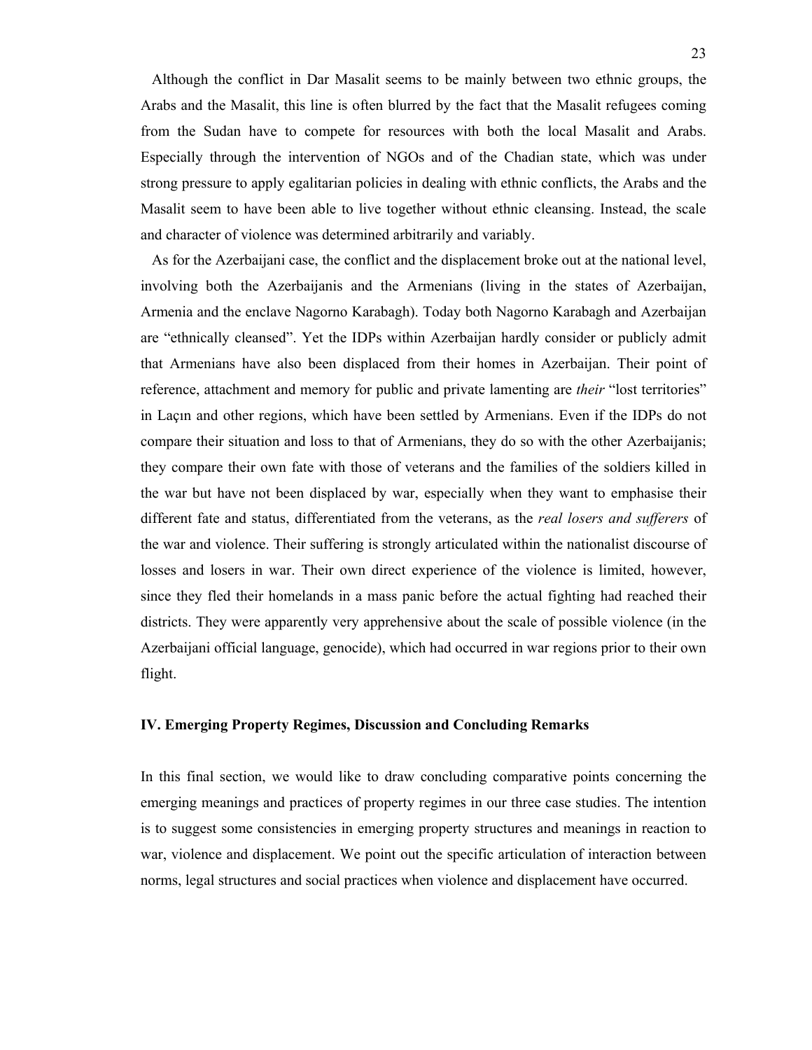Although the conflict in Dar Masalit seems to be mainly between two ethnic groups, the Arabs and the Masalit, this line is often blurred by the fact that the Masalit refugees coming from the Sudan have to compete for resources with both the local Masalit and Arabs. Especially through the intervention of NGOs and of the Chadian state, which was under strong pressure to apply egalitarian policies in dealing with ethnic conflicts, the Arabs and the Masalit seem to have been able to live together without ethnic cleansing. Instead, the scale and character of violence was determined arbitrarily and variably.

As for the Azerbaijani case, the conflict and the displacement broke out at the national level, involving both the Azerbaijanis and the Armenians (living in the states of Azerbaijan, Armenia and the enclave Nagorno Karabagh). Today both Nagorno Karabagh and Azerbaijan are "ethnically cleansed". Yet the IDPs within Azerbaijan hardly consider or publicly admit that Armenians have also been displaced from their homes in Azerbaijan. Their point of reference, attachment and memory for public and private lamenting are *their* "lost territories" in Laçın and other regions, which have been settled by Armenians. Even if the IDPs do not compare their situation and loss to that of Armenians, they do so with the other Azerbaijanis; they compare their own fate with those of veterans and the families of the soldiers killed in the war but have not been displaced by war, especially when they want to emphasise their different fate and status, differentiated from the veterans, as the *real losers and sufferers* of the war and violence. Their suffering is strongly articulated within the nationalist discourse of losses and losers in war. Their own direct experience of the violence is limited, however, since they fled their homelands in a mass panic before the actual fighting had reached their districts. They were apparently very apprehensive about the scale of possible violence (in the Azerbaijani official language, genocide), which had occurred in war regions prior to their own flight.

## IV. Emerging Property Regimes, Discussion and Concluding Remarks

In this final section, we would like to draw concluding comparative points concerning the emerging meanings and practices of property regimes in our three case studies. The intention is to suggest some consistencies in emerging property structures and meanings in reaction to war, violence and displacement. We point out the specific articulation of interaction between norms, legal structures and social practices when violence and displacement have occurred.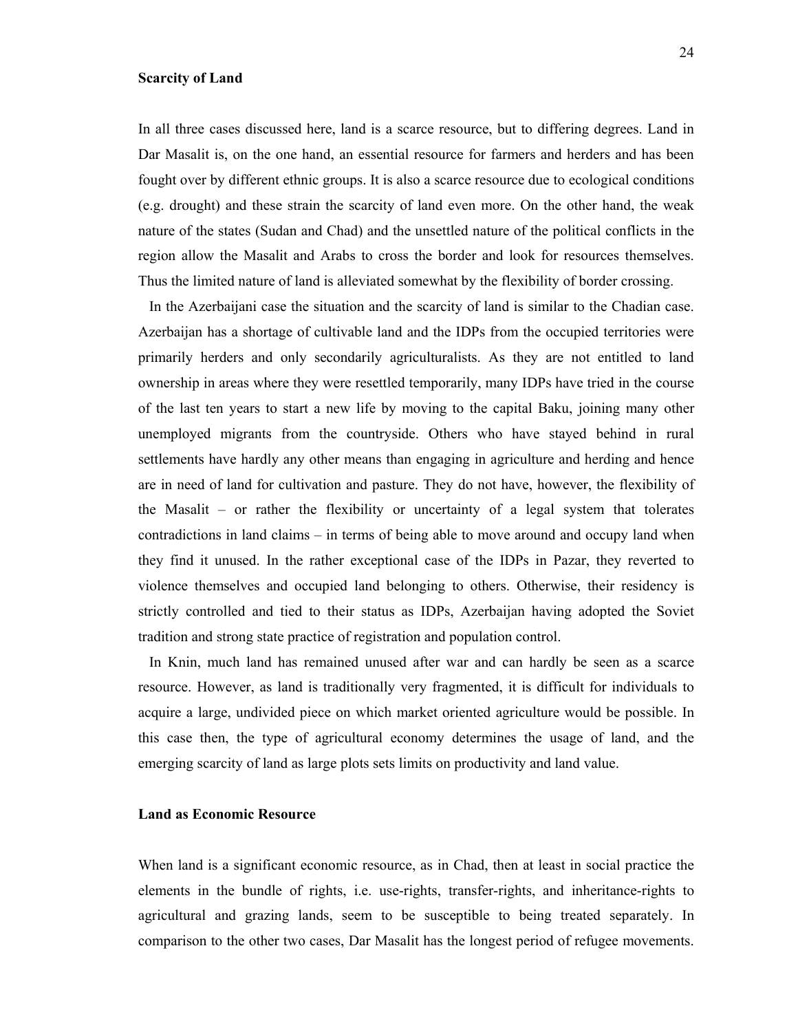### Scarcity of Land

In all three cases discussed here, land is a scarce resource, but to differing degrees. Land in Dar Masalit is, on the one hand, an essential resource for farmers and herders and has been fought over by different ethnic groups. It is also a scarce resource due to ecological conditions (e.g. drought) and these strain the scarcity of land even more. On the other hand, the weak nature of the states (Sudan and Chad) and the unsettled nature of the political conflicts in the region allow the Masalit and Arabs to cross the border and look for resources themselves. Thus the limited nature of land is alleviated somewhat by the flexibility of border crossing.

In the Azerbaijani case the situation and the scarcity of land is similar to the Chadian case. Azerbaijan has a shortage of cultivable land and the IDPs from the occupied territories were primarily herders and only secondarily agriculturalists. As they are not entitled to land ownership in areas where they were resettled temporarily, many IDPs have tried in the course of the last ten years to start a new life by moving to the capital Baku, joining many other unemployed migrants from the countryside. Others who have stayed behind in rural settlements have hardly any other means than engaging in agriculture and herding and hence are in need of land for cultivation and pasture. They do not have, however, the flexibility of the Masalit – or rather the flexibility or uncertainty of a legal system that tolerates contradictions in land claims – in terms of being able to move around and occupy land when they find it unused. In the rather exceptional case of the IDPs in Pazar, they reverted to violence themselves and occupied land belonging to others. Otherwise, their residency is strictly controlled and tied to their status as IDPs, Azerbaijan having adopted the Soviet tradition and strong state practice of registration and population control.

In Knin, much land has remained unused after war and can hardly be seen as a scarce resource. However, as land is traditionally very fragmented, it is difficult for individuals to acquire a large, undivided piece on which market oriented agriculture would be possible. In this case then, the type of agricultural economy determines the usage of land, and the emerging scarcity of land as large plots sets limits on productivity and land value.

### Land as Economic Resource

When land is a significant economic resource, as in Chad, then at least in social practice the elements in the bundle of rights, i.e. use-rights, transfer-rights, and inheritance-rights to agricultural and grazing lands, seem to be susceptible to being treated separately. In comparison to the other two cases, Dar Masalit has the longest period of refugee movements.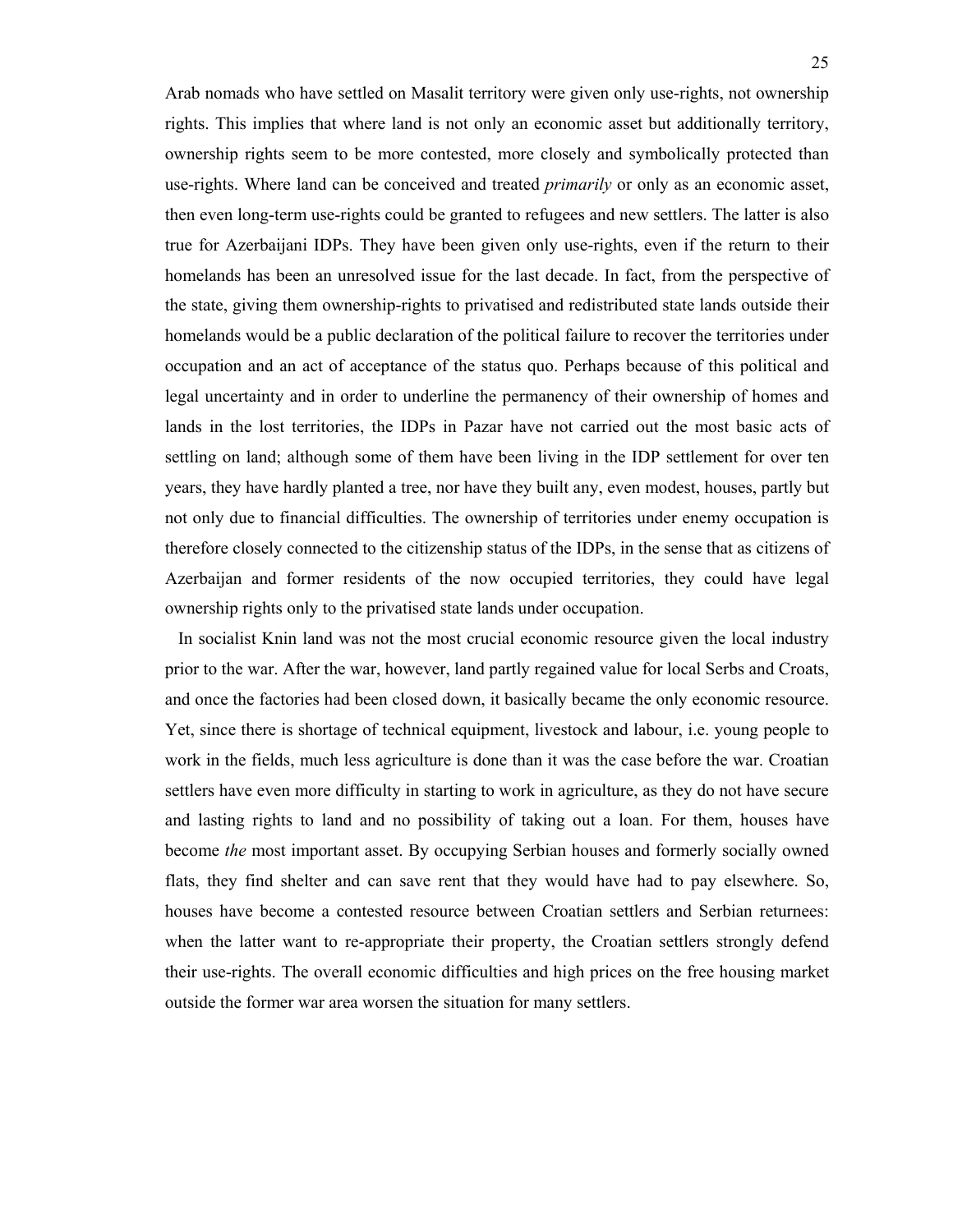Arab nomads who have settled on Masalit territory were given only use-rights, not ownership rights. This implies that where land is not only an economic asset but additionally territory, ownership rights seem to be more contested, more closely and symbolically protected than use-rights. Where land can be conceived and treated *primarily* or only as an economic asset, then even long-term use-rights could be granted to refugees and new settlers. The latter is also true for Azerbaijani IDPs. They have been given only use-rights, even if the return to their homelands has been an unresolved issue for the last decade. In fact, from the perspective of the state, giving them ownership-rights to privatised and redistributed state lands outside their homelands would be a public declaration of the political failure to recover the territories under occupation and an act of acceptance of the status quo. Perhaps because of this political and legal uncertainty and in order to underline the permanency of their ownership of homes and lands in the lost territories, the IDPs in Pazar have not carried out the most basic acts of settling on land; although some of them have been living in the IDP settlement for over ten years, they have hardly planted a tree, nor have they built any, even modest, houses, partly but not only due to financial difficulties. The ownership of territories under enemy occupation is therefore closely connected to the citizenship status of the IDPs, in the sense that as citizens of Azerbaijan and former residents of the now occupied territories, they could have legal ownership rights only to the privatised state lands under occupation.

In socialist Knin land was not the most crucial economic resource given the local industry prior to the war. After the war, however, land partly regained value for local Serbs and Croats, and once the factories had been closed down, it basically became the only economic resource. Yet, since there is shortage of technical equipment, livestock and labour, i.e. young people to work in the fields, much less agriculture is done than it was the case before the war. Croatian settlers have even more difficulty in starting to work in agriculture, as they do not have secure and lasting rights to land and no possibility of taking out a loan. For them, houses have become *the* most important asset. By occupying Serbian houses and formerly socially owned flats, they find shelter and can save rent that they would have had to pay elsewhere. So, houses have become a contested resource between Croatian settlers and Serbian returnees: when the latter want to re-appropriate their property, the Croatian settlers strongly defend their use-rights. The overall economic difficulties and high prices on the free housing market outside the former war area worsen the situation for many settlers.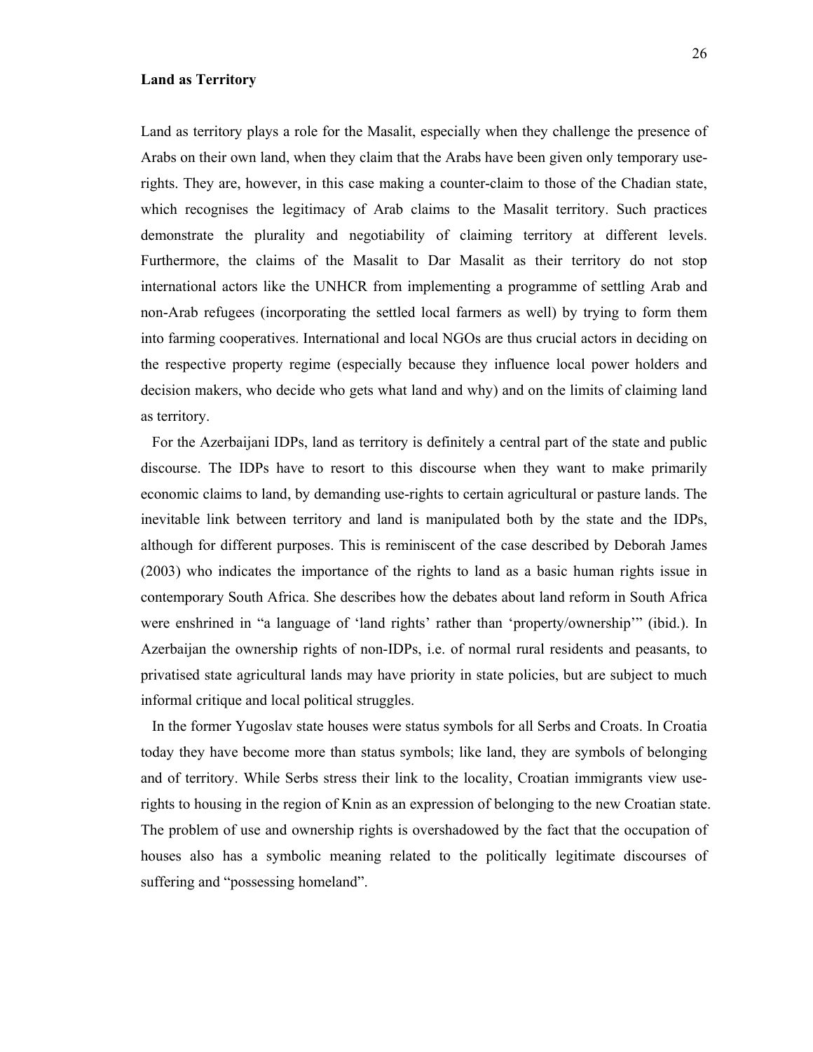**Land as Territory**

Land as territory plays a role for the Masalit, especially when they challenge the presence of Arabs on their own land, when they claim that the Arabs have been given only temporary use-rights. They are, however, in this case making a counter-claim to those of the Chadian state, which recognises the legitimacy of Arab claims to the Masalit territory. Such practices demonstrate the plurality and negotiability of claiming territory at different levels. Furthermore, the claims of the Masalit to Dar Masalit as their territory do not stop international actors like the UNHCR from implementing a programme of settling Arab and non-Arab refugees (incorporating the settled local farmers as well) by trying to form them into farming cooperatives. International and local NGOs are thus crucial actors in deciding on the respective property regime (especially because they influence local power holders and decision makers, who decide who gets what land and why) and on the limits of claiming land as territory.

For the Azerbaijani IDPs, land as territory is definitely a central part of the state and public discourse. The IDPs have to resort to this discourse when they want to make primarily economic claims to land, by demanding use-rights to certain agricultural or pasture lands. The inevitable link between territory and land is manipulated both by the state and the IDPs, although for different purposes. This is reminiscent of the case described by Deborah James (2003) who indicates the importance of the rights to land as a basic human rights issue in contemporary South Africa. She describes how the debates about land reform in South Africa were enshrined in "a language of 'land rights' rather than 'property/ownership'" (ibid.). In Azerbaijan the ownership rights of non-IDPs, i.e. of normal rural residents and peasants, to privatised state agricultural lands may have priority in state policies, but are subject to much informal critique and local political struggles.

In the former Yugoslav state houses were status symbols for all Serbs and Croats. In Croatia today they have become more than status symbols; like land, they are symbols of belonging and of territory. While Serbs stress their link to the locality, Croatian immigrants view use-rights to housing in the region of Knin as an expression of belonging to the new Croatian state. The problem of use and ownership rights is overshadowed by the fact that the occupation of houses also has a symbolic meaning related to the politically legitimate discourses of suffering and "possessing homeland".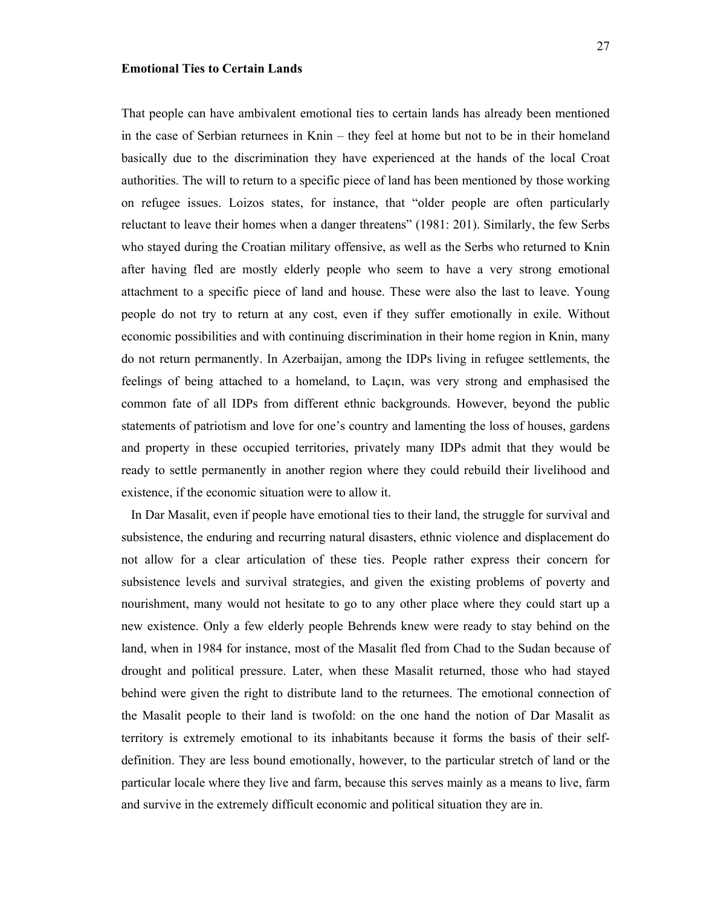### Emotional Ties to Certain Lands

That people can have ambivalent emotional ties to certain lands has already been mentioned in the case of Serbian returnees in Knin – they feel at home but not to be in their homeland basically due to the discrimination they have experienced at the hands of the local Croat authorities. The will to return to a specific piece of land has been mentioned by those working on refugee issues. Loizos states, for instance, that "older people are often particularly reluctant to leave their homes when a danger threatens" (1981: 201). Similarly, the few Serbs who stayed during the Croatian military offensive, as well as the Serbs who returned to Knin after having fled are mostly elderly people who seem to have a very strong emotional attachment to a specific piece of land and house. These were also the last to leave. Young people do not try to return at any cost, even if they suffer emotionally in exile. Without economic possibilities and with continuing discrimination in their home region in Knin, many do not return permanently. In Azerbaijan, among the IDPs living in refugee settlements, the feelings of being attached to a homeland, to Laçın, was very strong and emphasised the common fate of all IDPs from different ethnic backgrounds. However, beyond the public statements of patriotism and love for one's country and lamenting the loss of houses, gardens and property in these occupied territories, privately many IDPs admit that they would be ready to settle permanently in another region where they could rebuild their livelihood and existence, if the economic situation were to allow it.

In Dar Masalit, even if people have emotional ties to their land, the struggle for survival and subsistence, the enduring and recurring natural disasters, ethnic violence and displacement do not allow for a clear articulation of these ties. People rather express their concern for subsistence levels and survival strategies, and given the existing problems of poverty and nourishment, many would not hesitate to go to any other place where they could start up a new existence. Only a few elderly people Behrends knew were ready to stay behind on the land, when in 1984 for instance, most of the Masalit fled from Chad to the Sudan because of drought and political pressure. Later, when these Masalit returned, those who had stayed behind were given the right to distribute land to the returnees. The emotional connection of the Masalit people to their land is twofold: on the one hand the notion of Dar Masalit as territory is extremely emotional to its inhabitants because it forms the basis of their self-definition. They are less bound emotionally, however, to the particular stretch of land or the particular locale where they live and farm, because this serves mainly as a means to live, farm and survive in the extremely difficult economic and political situation they are in.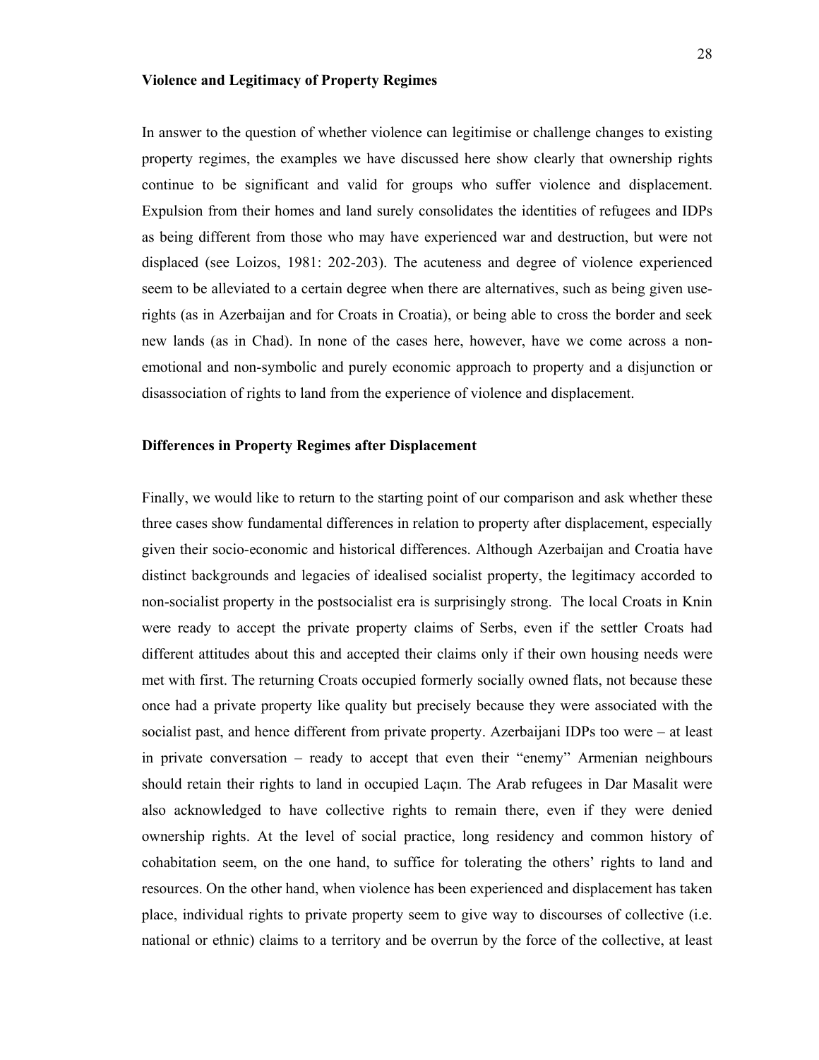### Violence and Legitimacy of Property Regimes

In answer to the question of whether violence can legitimise or challenge changes to existing property regimes, the examples we have discussed here show clearly that ownership rights continue to be significant and valid for groups who suffer violence and displacement. Expulsion from their homes and land surely consolidates the identities of refugees and IDPs as being different from those who may have experienced war and destruction, but were not displaced (see Loizos, 1981: 202-203). The acuteness and degree of violence experienced seem to be alleviated to a certain degree when there are alternatives, such as being given use-rights (as in Azerbaijan and for Croats in Croatia), or being able to cross the border and seek new lands (as in Chad). In none of the cases here, however, have we come across a non-emotional and non-symbolic and purely economic approach to property and a disjunction or disassociation of rights to land from the experience of violence and displacement.

### Differences in Property Regimes after Displacement

Finally, we would like to return to the starting point of our comparison and ask whether these three cases show fundamental differences in relation to property after displacement, especially given their socio-economic and historical differences. Although Azerbaijan and Croatia have distinct backgrounds and legacies of idealised socialist property, the legitimacy accorded to non-socialist property in the postsocialist era is surprisingly strong. The local Croats in Knin were ready to accept the private property claims of Serbs, even if the settler Croats had different attitudes about this and accepted their claims only if their own housing needs were met with first. The returning Croats occupied formerly socially owned flats, not because these once had a private property like quality but precisely because they were associated with the socialist past, and hence different from private property. Azerbaijani IDPs too were – at least in private conversation – ready to accept that even their "enemy" Armenian neighbours should retain their rights to land in occupied Laçın. The Arab refugees in Dar Masalit were also acknowledged to have collective rights to remain there, even if they were denied ownership rights. At the level of social practice, long residency and common history of cohabitation seem, on the one hand, to suffice for tolerating the others' rights to land and resources. On the other hand, when violence has been experienced and displacement has taken place, individual rights to private property seem to give way to discourses of collective (i.e. national or ethnic) claims to a territory and be overrun by the force of the collective, at least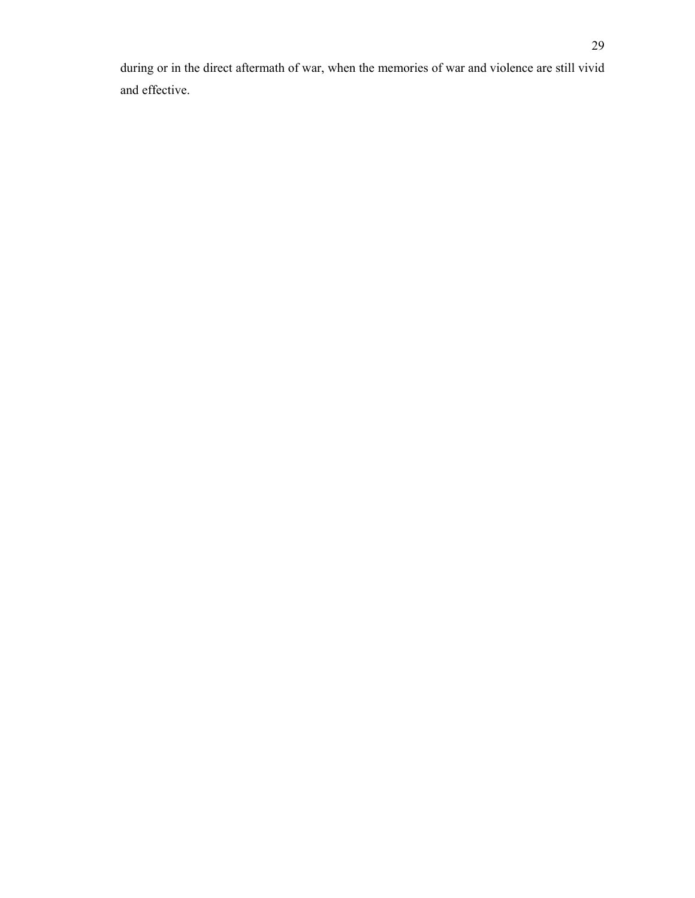during or in the direct aftermath of war, when the memories of war and violence are still vivid and effective.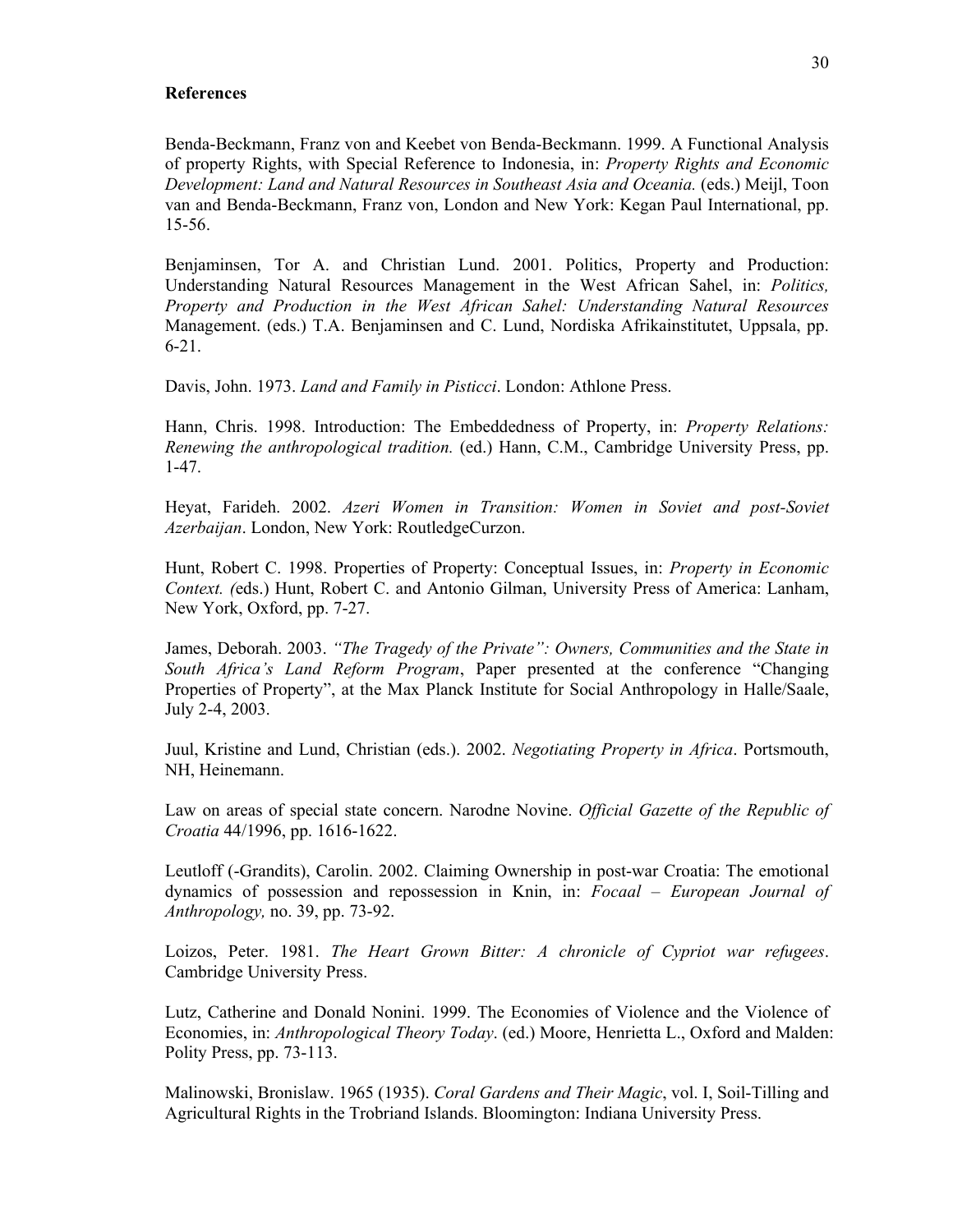**References**

Benda-Beckmann, Franz von and Keebet von Benda-Beckmann. 1999. A Functional Analysis of property Rights, with Special Reference to Indonesia, in: *Property Rights and Economic Development: Land and Natural Resources in Southeast Asia and Oceania.* (eds.) Meijl, Toon van and Benda-Beckmann, Franz von, London and New York: Kegan Paul International, pp. 15-56.

Benjaminsen, Tor A. and Christian Lund. 2001. Politics, Property and Production: Understanding Natural Resources Management in the West African Sahel, in: *Politics, Property and Production in the West African Sahel: Understanding Natural Resources* Management. (eds.) T.A. Benjaminsen and C. Lund, Nordiska Afrikainstitutet, Uppsala, pp. 6-21.

Davis, John. 1973. *Land and Family in Pisticci*. London: Athlone Press.

Hann, Chris. 1998. Introduction: The Embeddedness of Property, in: *Property Relations: Renewing the anthropological tradition.* (ed.) Hann, C.M., Cambridge University Press, pp. 1-47.

Heyat, Farideh. 2002. *Azeri Women in Transition: Women in Soviet and post-Soviet Azerbaijan*. London, New York: RoutledgeCurzon.

Hunt, Robert C. 1998. Properties of Property: Conceptual Issues, in: *Property in Economic Context. (*eds.) Hunt, Robert C. and Antonio Gilman, University Press of America: Lanham, New York, Oxford, pp. 7-27.

James, Deborah. 2003. *"The Tragedy of the Private": Owners, Communities and the State in South Africa's Land Reform Program*, Paper presented at the conference "Changing Properties of Property", at the Max Planck Institute for Social Anthropology in Halle/Saale, July 2-4, 2003.

Juul, Kristine and Lund, Christian (eds.). 2002. *Negotiating Property in Africa*. Portsmouth, NH, Heinemann.

Law on areas of special state concern. Narodne Novine. *Official Gazette of the Republic of Croatia* 44/1996, pp. 1616-1622.

Leutloff (-Grandits), Carolin. 2002. Claiming Ownership in post-war Croatia: The emotional dynamics of possession and repossession in Knin, in: *Focaal – European Journal of Anthropology,* no. 39, pp. 73-92.

Loizos, Peter. 1981. *The Heart Grown Bitter: A chronicle of Cypriot war refugees*. Cambridge University Press.

Lutz, Catherine and Donald Nonini. 1999. The Economies of Violence and the Violence of Economies, in: *Anthropological Theory Today*. (ed.) Moore, Henrietta L., Oxford and Malden: Polity Press, pp. 73-113.

Malinowski, Bronislaw. 1965 (1935). *Coral Gardens and Their Magic*, vol. I, Soil-Tilling and Agricultural Rights in the Trobriand Islands. Bloomington: Indiana University Press.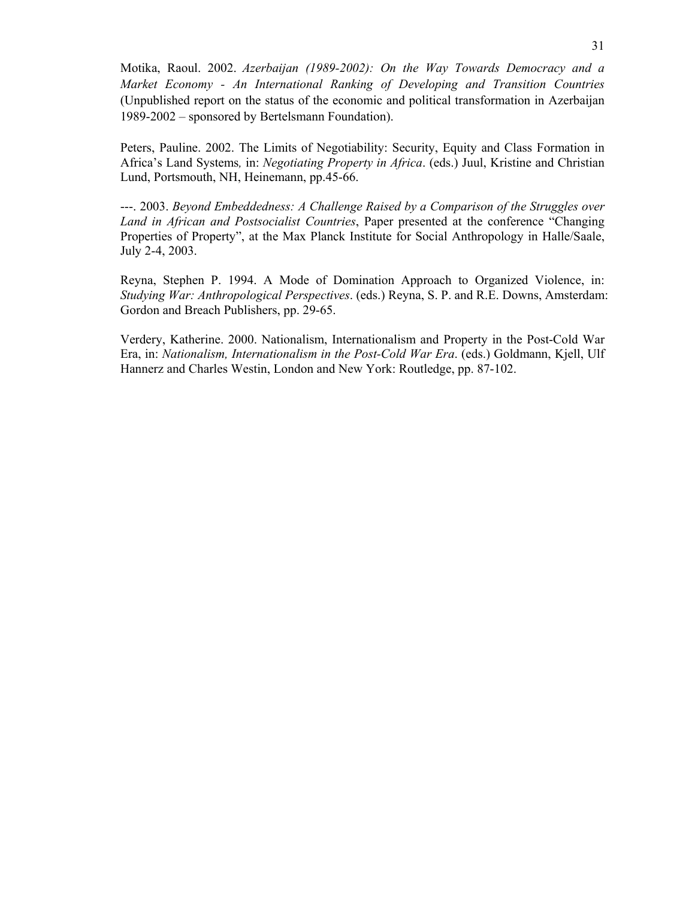Motika, Raoul. 2002. *Azerbaijan (1989-2002): On the Way Towards Democracy and a Market Economy - An International Ranking of Developing and Transition Countries* (Unpublished report on the status of the economic and political transformation in Azerbaijan 1989-2002 – sponsored by Bertelsmann Foundation).

Peters, Pauline. 2002. The Limits of Negotiability: Security, Equity and Class Formation in Africa's Land Systems*,* in: *Negotiating Property in Africa*. (eds.) Juul, Kristine and Christian Lund, Portsmouth, NH, Heinemann, pp.45-66.

---. 2003. *Beyond Embeddedness: A Challenge Raised by a Comparison of the Struggles over Land in African and Postsocialist Countries*, Paper presented at the conference "Changing Properties of Property", at the Max Planck Institute for Social Anthropology in Halle/Saale, July 2-4, 2003.

Reyna, Stephen P. 1994. A Mode of Domination Approach to Organized Violence, in: *Studying War: Anthropological Perspectives*. (eds.) Reyna, S. P. and R.E. Downs, Amsterdam: Gordon and Breach Publishers, pp. 29-65.

Verdery, Katherine. 2000. Nationalism, Internationalism and Property in the Post-Cold War Era, in: *Nationalism, Internationalism in the Post-Cold War Era*. (eds.) Goldmann, Kjell, Ulf Hannerz and Charles Westin, London and New York: Routledge, pp. 87-102.